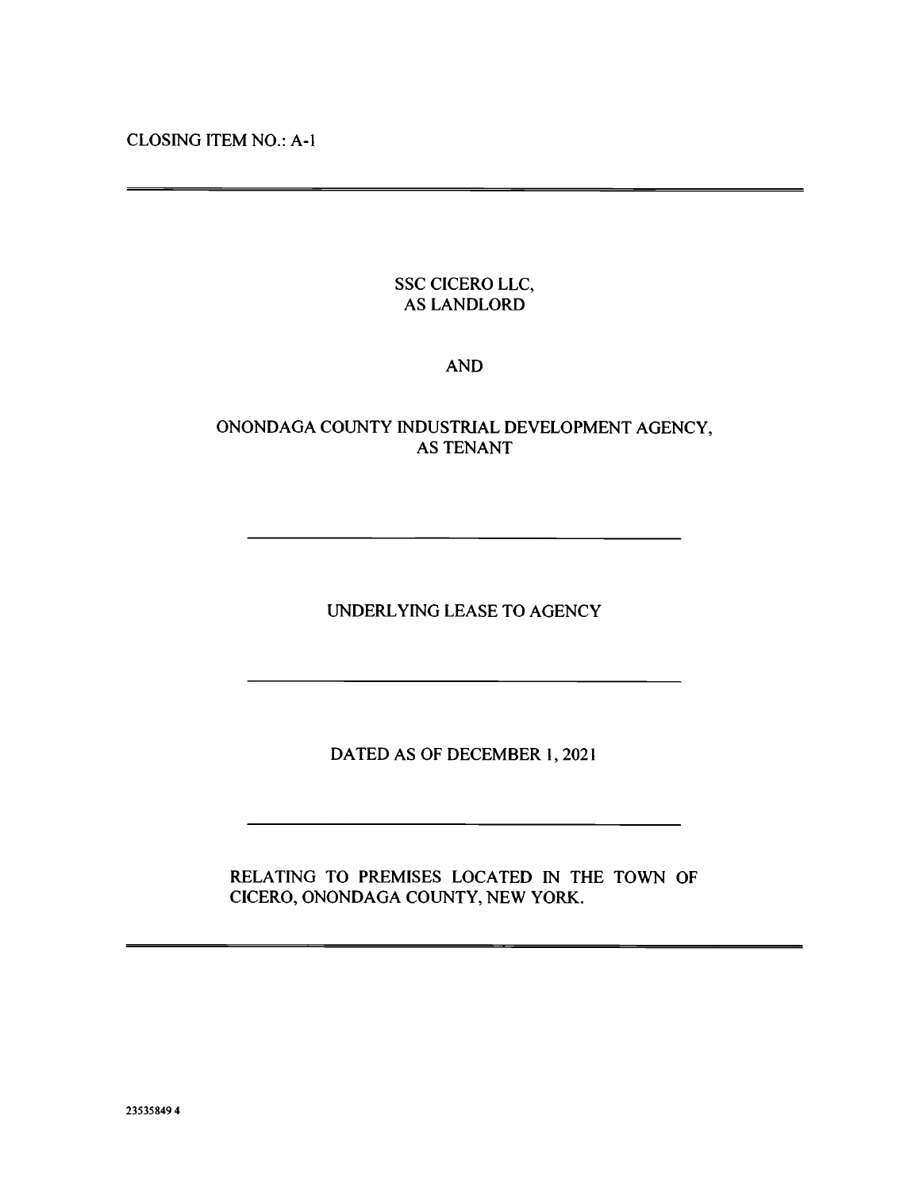CLOSING ITEM NO.: A-1

---

SSC CICERO LLC,
AS LANDLORD

AND

ONONDAGA COUNTY INDUSTRIAL DEVELOPMENT AGENCY,
AS TENANT

---

# UNDERLYING LEASE TO AGENCY

---

DATED AS OF DECEMBER 1, 2021

---

RELATING TO PREMISES LOCATED IN THE TOWN OF CICERO, ONONDAGA COUNTY, NEW YORK.

---

23535849 4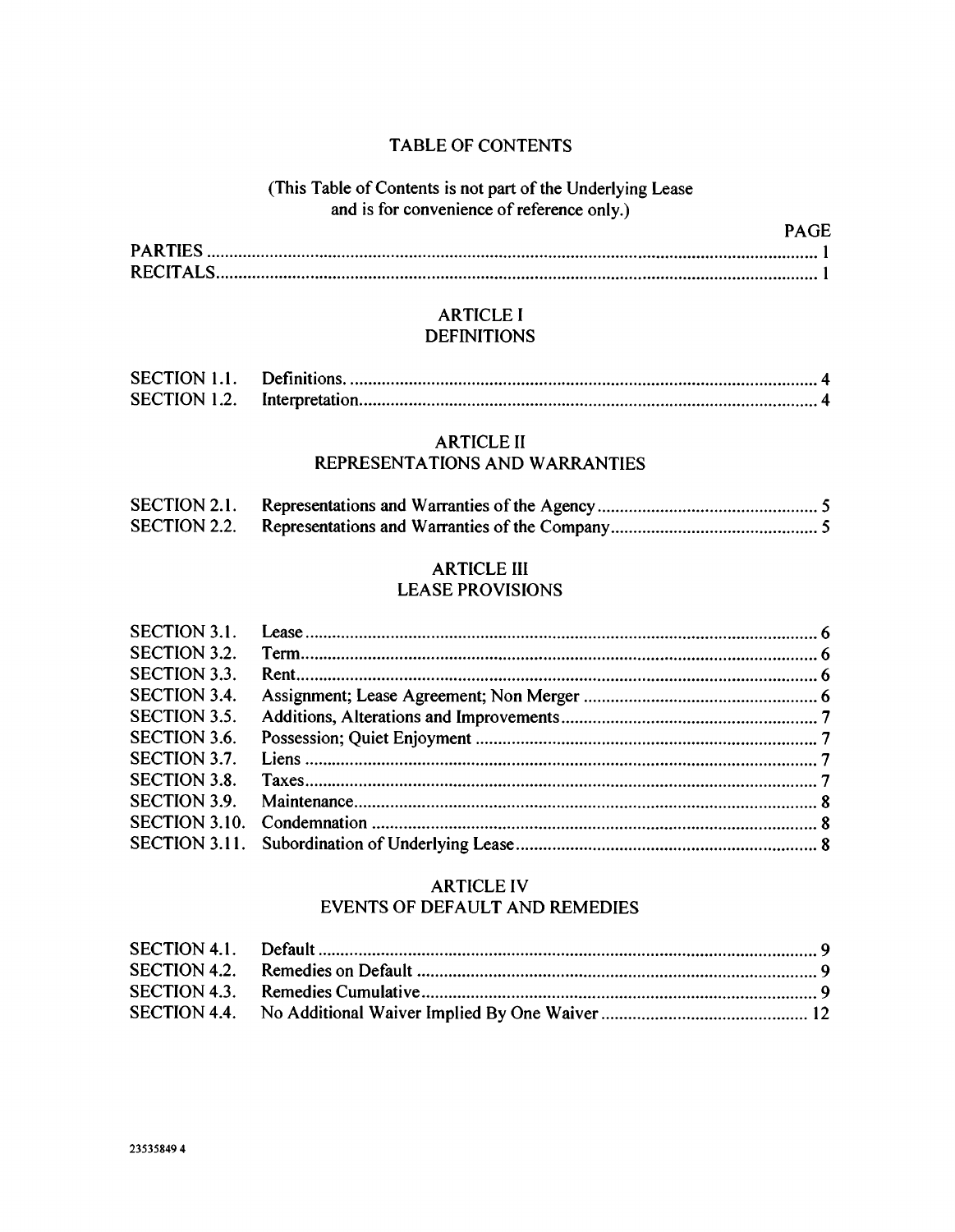# TABLE OF CONTENTS

(This Table of Contents is not part of the Underlying Lease and is for convenience of reference only.)

| | | PAGE |
|---|---|---|
| PARTIES | | 1 |
| RECITALS | | 1 |

## ARTICLE I
## DEFINITIONS

| | | |
|---|---|---|
| SECTION 1.1. | Definitions. | 4 |
| SECTION 1.2. | Interpretation | 4 |

## ARTICLE II
## REPRESENTATIONS AND WARRANTIES

| | | |
|---|---|---|
| SECTION 2.1. | Representations and Warranties of the Agency | 5 |
| SECTION 2.2. | Representations and Warranties of the Company | 5 |

## ARTICLE III
## LEASE PROVISIONS

| | | |
|---|---|---|
| SECTION 3.1. | Lease | 6 |
| SECTION 3.2. | Term | 6 |
| SECTION 3.3. | Rent | 6 |
| SECTION 3.4. | Assignment; Lease Agreement; Non Merger | 6 |
| SECTION 3.5. | Additions, Alterations and Improvements | 7 |
| SECTION 3.6. | Possession; Quiet Enjoyment | 7 |
| SECTION 3.7. | Liens | 7 |
| SECTION 3.8. | Taxes | 7 |
| SECTION 3.9. | Maintenance | 8 |
| SECTION 3.10. | Condemnation | 8 |
| SECTION 3.11. | Subordination of Underlying Lease | 8 |

## ARTICLE IV
## EVENTS OF DEFAULT AND REMEDIES

| | | |
|---|---|---|
| SECTION 4.1. | Default | 9 |
| SECTION 4.2. | Remedies on Default | 9 |
| SECTION 4.3. | Remedies Cumulative | 9 |
| SECTION 4.4. | No Additional Waiver Implied By One Waiver | 12 |

23535849 4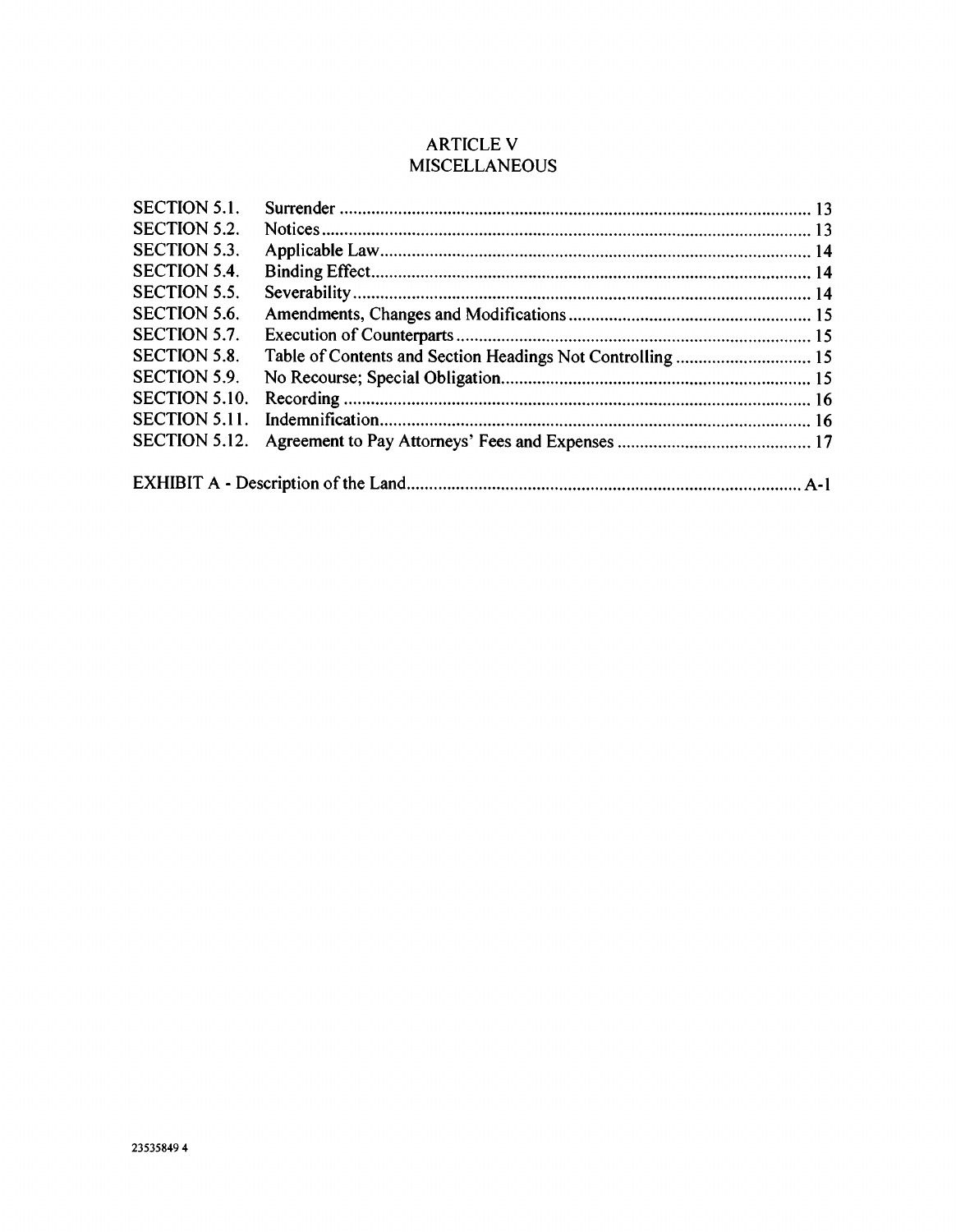## ARTICLE V
## MISCELLANEOUS

| | | |
|---|---|---|
| SECTION 5.1. | Surrender | 13 |
| SECTION 5.2. | Notices | 13 |
| SECTION 5.3. | Applicable Law | 14 |
| SECTION 5.4. | Binding Effect | 14 |
| SECTION 5.5. | Severability | 14 |
| SECTION 5.6. | Amendments, Changes and Modifications | 15 |
| SECTION 5.7. | Execution of Counterparts | 15 |
| SECTION 5.8. | Table of Contents and Section Headings Not Controlling | 15 |
| SECTION 5.9. | No Recourse; Special Obligation | 15 |
| SECTION 5.10. | Recording | 16 |
| SECTION 5.11. | Indemnification | 16 |
| SECTION 5.12. | Agreement to Pay Attorneys' Fees and Expenses | 17 |

EXHIBIT A - Description of the Land ........ A-1

23535849 4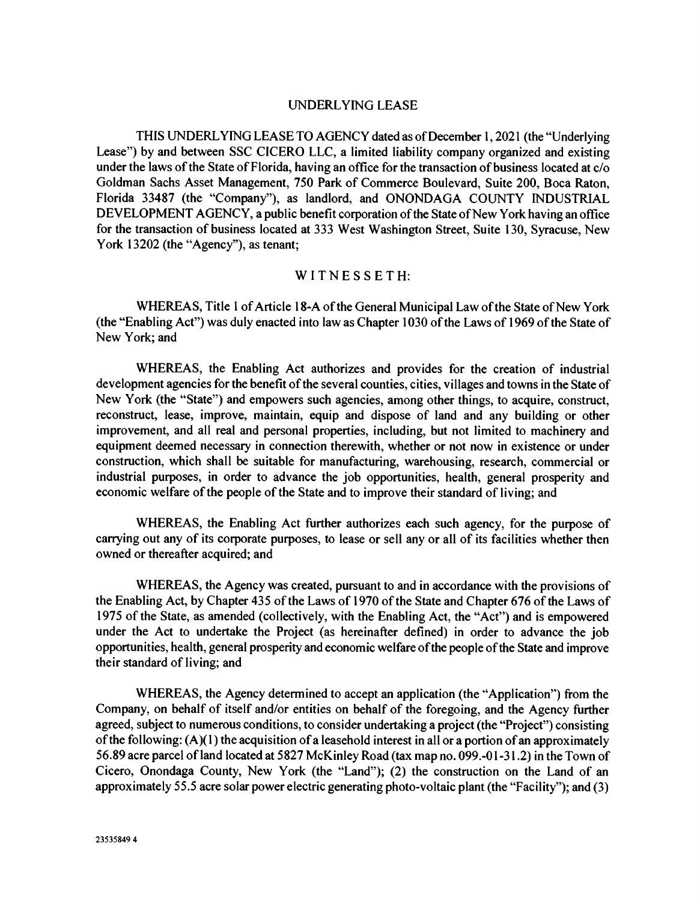# UNDERLYING LEASE

THIS UNDERLYING LEASE TO AGENCY dated as of December 1, 2021 (the "Underlying Lease") by and between SSC CICERO LLC, a limited liability company organized and existing under the laws of the State of Florida, having an office for the transaction of business located at c/o Goldman Sachs Asset Management, 750 Park of Commerce Boulevard, Suite 200, Boca Raton, Florida 33487 (the "Company"), as landlord, and ONONDAGA COUNTY INDUSTRIAL DEVELOPMENT AGENCY, a public benefit corporation of the State of New York having an office for the transaction of business located at 333 West Washington Street, Suite 130, Syracuse, New York 13202 (the "Agency"), as tenant;

## WITNESSETH:

WHEREAS, Title 1 of Article 18-A of the General Municipal Law of the State of New York (the "Enabling Act") was duly enacted into law as Chapter 1030 of the Laws of 1969 of the State of New York; and

WHEREAS, the Enabling Act authorizes and provides for the creation of industrial development agencies for the benefit of the several counties, cities, villages and towns in the State of New York (the "State") and empowers such agencies, among other things, to acquire, construct, reconstruct, lease, improve, maintain, equip and dispose of land and any building or other improvement, and all real and personal properties, including, but not limited to machinery and equipment deemed necessary in connection therewith, whether or not now in existence or under construction, which shall be suitable for manufacturing, warehousing, research, commercial or industrial purposes, in order to advance the job opportunities, health, general prosperity and economic welfare of the people of the State and to improve their standard of living; and

WHEREAS, the Enabling Act further authorizes each such agency, for the purpose of carrying out any of its corporate purposes, to lease or sell any or all of its facilities whether then owned or thereafter acquired; and

WHEREAS, the Agency was created, pursuant to and in accordance with the provisions of the Enabling Act, by Chapter 435 of the Laws of 1970 of the State and Chapter 676 of the Laws of 1975 of the State, as amended (collectively, with the Enabling Act, the "Act") and is empowered under the Act to undertake the Project (as hereinafter defined) in order to advance the job opportunities, health, general prosperity and economic welfare of the people of the State and improve their standard of living; and

WHEREAS, the Agency determined to accept an application (the "Application") from the Company, on behalf of itself and/or entities on behalf of the foregoing, and the Agency further agreed, subject to numerous conditions, to consider undertaking a project (the "Project") consisting of the following: (A)(1) the acquisition of a leasehold interest in all or a portion of an approximately 56.89 acre parcel of land located at 5827 McKinley Road (tax map no. 099.-01-31.2) in the Town of Cicero, Onondaga County, New York (the "Land"); (2) the construction on the Land of an approximately 55.5 acre solar power electric generating photo-voltaic plant (the "Facility"); and (3)

23535849 4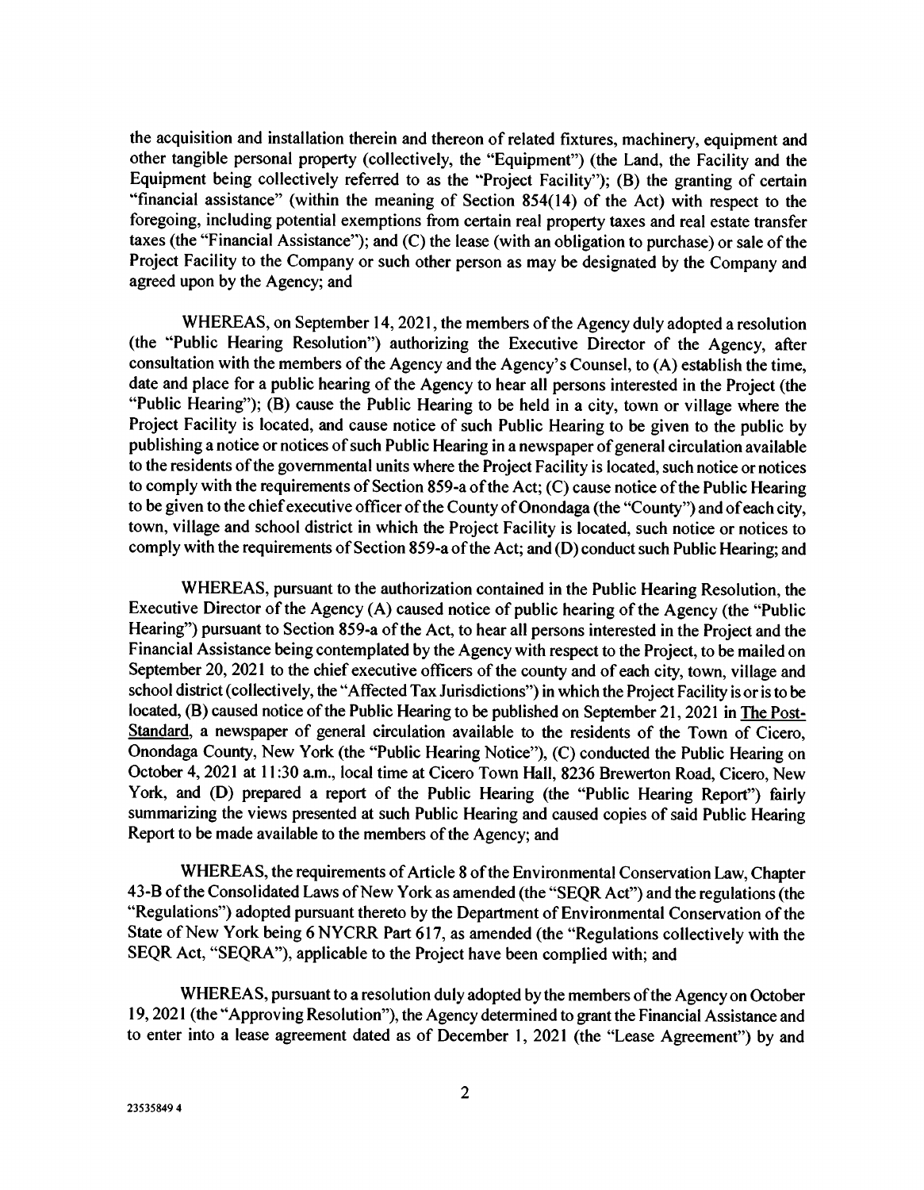the acquisition and installation therein and thereon of related fixtures, machinery, equipment and other tangible personal property (collectively, the "Equipment") (the Land, the Facility and the Equipment being collectively referred to as the "Project Facility"); (B) the granting of certain "financial assistance" (within the meaning of Section 854(14) of the Act) with respect to the foregoing, including potential exemptions from certain real property taxes and real estate transfer taxes (the "Financial Assistance"); and (C) the lease (with an obligation to purchase) or sale of the Project Facility to the Company or such other person as may be designated by the Company and agreed upon by the Agency; and

WHEREAS, on September 14, 2021, the members of the Agency duly adopted a resolution (the "Public Hearing Resolution") authorizing the Executive Director of the Agency, after consultation with the members of the Agency and the Agency's Counsel, to (A) establish the time, date and place for a public hearing of the Agency to hear all persons interested in the Project (the "Public Hearing"); (B) cause the Public Hearing to be held in a city, town or village where the Project Facility is located, and cause notice of such Public Hearing to be given to the public by publishing a notice or notices of such Public Hearing in a newspaper of general circulation available to the residents of the governmental units where the Project Facility is located, such notice or notices to comply with the requirements of Section 859-a of the Act; (C) cause notice of the Public Hearing to be given to the chief executive officer of the County of Onondaga (the "County") and of each city, town, village and school district in which the Project Facility is located, such notice or notices to comply with the requirements of Section 859-a of the Act; and (D) conduct such Public Hearing; and

WHEREAS, pursuant to the authorization contained in the Public Hearing Resolution, the Executive Director of the Agency (A) caused notice of public hearing of the Agency (the "Public Hearing") pursuant to Section 859-a of the Act, to hear all persons interested in the Project and the Financial Assistance being contemplated by the Agency with respect to the Project, to be mailed on September 20, 2021 to the chief executive officers of the county and of each city, town, village and school district (collectively, the "Affected Tax Jurisdictions") in which the Project Facility is or is to be located, (B) caused notice of the Public Hearing to be published on September 21, 2021 in The Post-Standard, a newspaper of general circulation available to the residents of the Town of Cicero, Onondaga County, New York (the "Public Hearing Notice"), (C) conducted the Public Hearing on October 4, 2021 at 11:30 a.m., local time at Cicero Town Hall, 8236 Brewerton Road, Cicero, New York, and (D) prepared a report of the Public Hearing (the "Public Hearing Report") fairly summarizing the views presented at such Public Hearing and caused copies of said Public Hearing Report to be made available to the members of the Agency; and

WHEREAS, the requirements of Article 8 of the Environmental Conservation Law, Chapter 43-B of the Consolidated Laws of New York as amended (the "SEQR Act") and the regulations (the "Regulations") adopted pursuant thereto by the Department of Environmental Conservation of the State of New York being 6 NYCRR Part 617, as amended (the "Regulations collectively with the SEQR Act, "SEQRA"), applicable to the Project have been complied with; and

WHEREAS, pursuant to a resolution duly adopted by the members of the Agency on October 19, 2021 (the "Approving Resolution"), the Agency determined to grant the Financial Assistance and to enter into a lease agreement dated as of December 1, 2021 (the "Lease Agreement") by and

23535849 4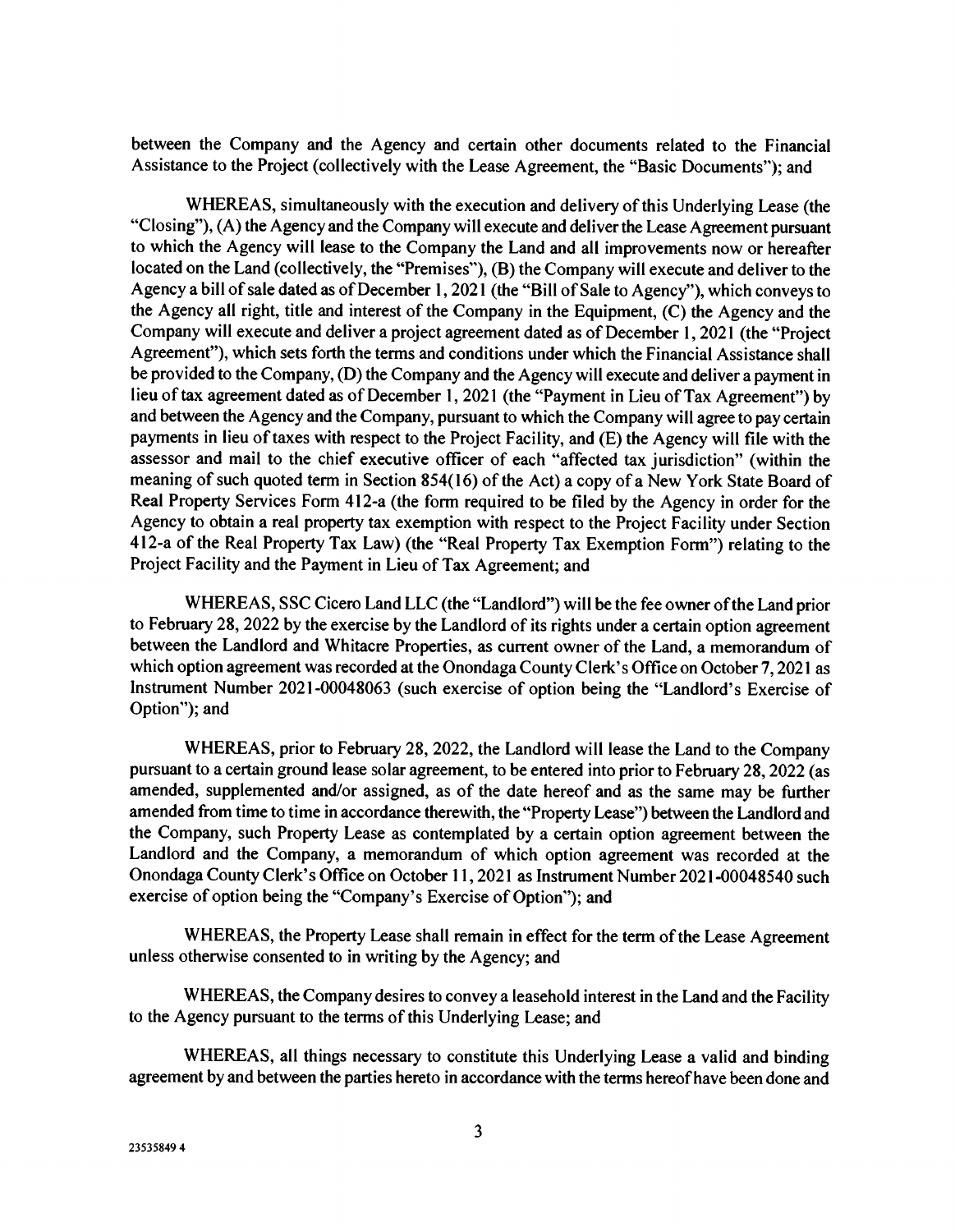between the Company and the Agency and certain other documents related to the Financial Assistance to the Project (collectively with the Lease Agreement, the "Basic Documents"); and

WHEREAS, simultaneously with the execution and delivery of this Underlying Lease (the "Closing"), (A) the Agency and the Company will execute and deliver the Lease Agreement pursuant to which the Agency will lease to the Company the Land and all improvements now or hereafter located on the Land (collectively, the "Premises"), (B) the Company will execute and deliver to the Agency a bill of sale dated as of December 1, 2021 (the "Bill of Sale to Agency"), which conveys to the Agency all right, title and interest of the Company in the Equipment, (C) the Agency and the Company will execute and deliver a project agreement dated as of December 1, 2021 (the "Project Agreement"), which sets forth the terms and conditions under which the Financial Assistance shall be provided to the Company, (D) the Company and the Agency will execute and deliver a payment in lieu of tax agreement dated as of December 1, 2021 (the "Payment in Lieu of Tax Agreement") by and between the Agency and the Company, pursuant to which the Company will agree to pay certain payments in lieu of taxes with respect to the Project Facility, and (E) the Agency will file with the assessor and mail to the chief executive officer of each "affected tax jurisdiction" (within the meaning of such quoted term in Section 854(16) of the Act) a copy of a New York State Board of Real Property Services Form 412-a (the form required to be filed by the Agency in order for the Agency to obtain a real property tax exemption with respect to the Project Facility under Section 412-a of the Real Property Tax Law) (the "Real Property Tax Exemption Form") relating to the Project Facility and the Payment in Lieu of Tax Agreement; and

WHEREAS, SSC Cicero Land LLC (the "Landlord") will be the fee owner of the Land prior to February 28, 2022 by the exercise by the Landlord of its rights under a certain option agreement between the Landlord and Whitacre Properties, as current owner of the Land, a memorandum of which option agreement was recorded at the Onondaga County Clerk's Office on October 7, 2021 as Instrument Number 2021-00048063 (such exercise of option being the "Landlord's Exercise of Option"); and

WHEREAS, prior to February 28, 2022, the Landlord will lease the Land to the Company pursuant to a certain ground lease solar agreement, to be entered into prior to February 28, 2022 (as amended, supplemented and/or assigned, as of the date hereof and as the same may be further amended from time to time in accordance therewith, the "Property Lease") between the Landlord and the Company, such Property Lease as contemplated by a certain option agreement between the Landlord and the Company, a memorandum of which option agreement was recorded at the Onondaga County Clerk's Office on October 11, 2021 as Instrument Number 2021-00048540 such exercise of option being the "Company's Exercise of Option"); and

WHEREAS, the Property Lease shall remain in effect for the term of the Lease Agreement unless otherwise consented to in writing by the Agency; and

WHEREAS, the Company desires to convey a leasehold interest in the Land and the Facility to the Agency pursuant to the terms of this Underlying Lease; and

WHEREAS, all things necessary to constitute this Underlying Lease a valid and binding agreement by and between the parties hereto in accordance with the terms hereof have been done and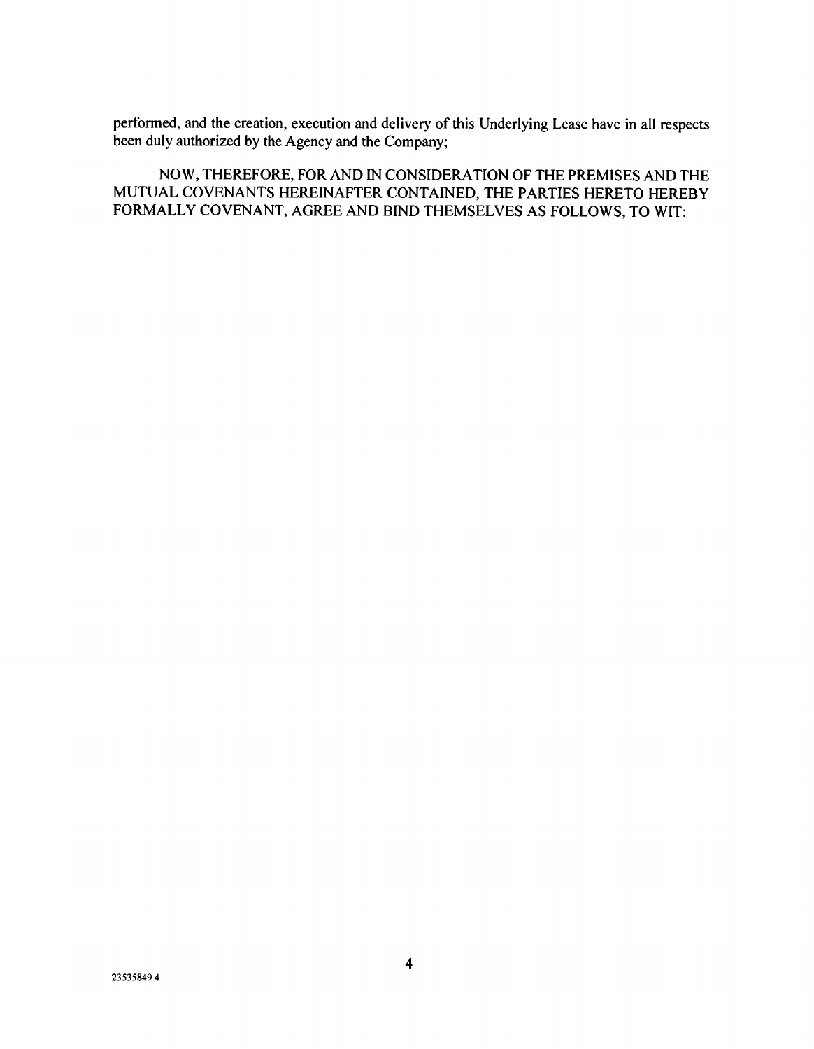performed, and the creation, execution and delivery of this Underlying Lease have in all respects been duly authorized by the Agency and the Company;

NOW, THEREFORE, FOR AND IN CONSIDERATION OF THE PREMISES AND THE MUTUAL COVENANTS HEREINAFTER CONTAINED, THE PARTIES HERETO HEREBY FORMALLY COVENANT, AGREE AND BIND THEMSELVES AS FOLLOWS, TO WIT: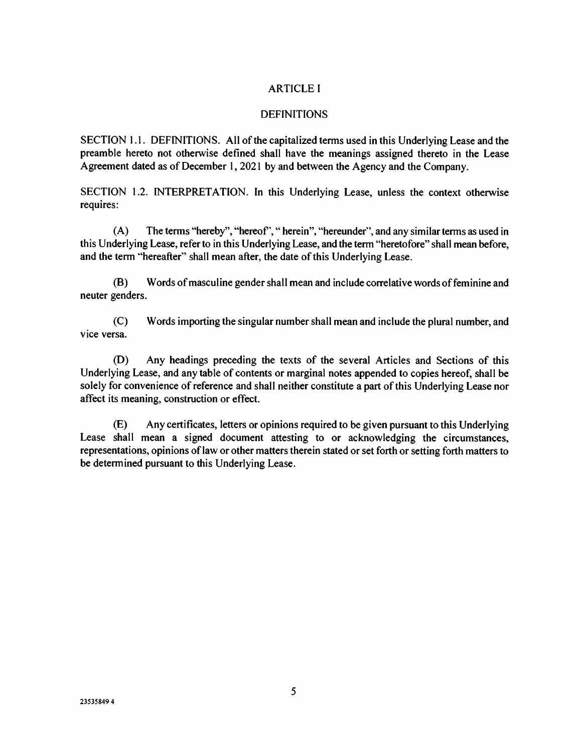# ARTICLE I

## DEFINITIONS

SECTION 1.1. DEFINITIONS. All of the capitalized terms used in this Underlying Lease and the preamble hereto not otherwise defined shall have the meanings assigned thereto in the Lease Agreement dated as of December 1, 2021 by and between the Agency and the Company.

SECTION 1.2. INTERPRETATION. In this Underlying Lease, unless the context otherwise requires:

(A) The terms "hereby", "hereof", " herein", "hereunder", and any similar terms as used in this Underlying Lease, refer to in this Underlying Lease, and the term "heretofore" shall mean before, and the term "hereafter" shall mean after, the date of this Underlying Lease.

(B) Words of masculine gender shall mean and include correlative words of feminine and neuter genders.

(C) Words importing the singular number shall mean and include the plural number, and vice versa.

(D) Any headings preceding the texts of the several Articles and Sections of this Underlying Lease, and any table of contents or marginal notes appended to copies hereof, shall be solely for convenience of reference and shall neither constitute a part of this Underlying Lease nor affect its meaning, construction or effect.

(E) Any certificates, letters or opinions required to be given pursuant to this Underlying Lease shall mean a signed document attesting to or acknowledging the circumstances, representations, opinions of law or other matters therein stated or set forth or setting forth matters to be determined pursuant to this Underlying Lease.

23535849 4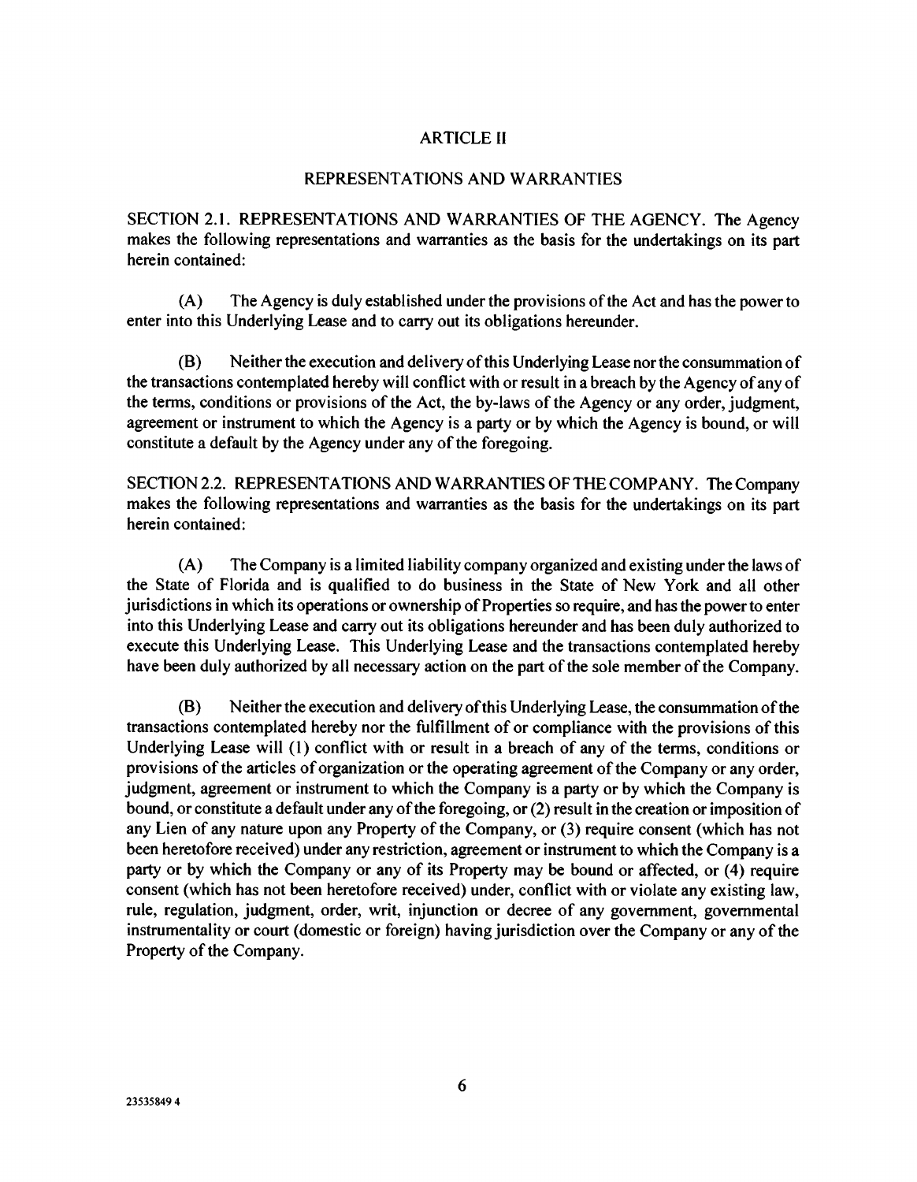## ARTICLE II

## REPRESENTATIONS AND WARRANTIES

SECTION 2.1. REPRESENTATIONS AND WARRANTIES OF THE AGENCY. The Agency makes the following representations and warranties as the basis for the undertakings on its part herein contained:

(A) The Agency is duly established under the provisions of the Act and has the power to enter into this Underlying Lease and to carry out its obligations hereunder.

(B) Neither the execution and delivery of this Underlying Lease nor the consummation of the transactions contemplated hereby will conflict with or result in a breach by the Agency of any of the terms, conditions or provisions of the Act, the by-laws of the Agency or any order, judgment, agreement or instrument to which the Agency is a party or by which the Agency is bound, or will constitute a default by the Agency under any of the foregoing.

SECTION 2.2. REPRESENTATIONS AND WARRANTIES OF THE COMPANY. The Company makes the following representations and warranties as the basis for the undertakings on its part herein contained:

(A) The Company is a limited liability company organized and existing under the laws of the State of Florida and is qualified to do business in the State of New York and all other jurisdictions in which its operations or ownership of Properties so require, and has the power to enter into this Underlying Lease and carry out its obligations hereunder and has been duly authorized to execute this Underlying Lease. This Underlying Lease and the transactions contemplated hereby have been duly authorized by all necessary action on the part of the sole member of the Company.

(B) Neither the execution and delivery of this Underlying Lease, the consummation of the transactions contemplated hereby nor the fulfillment of or compliance with the provisions of this Underlying Lease will (1) conflict with or result in a breach of any of the terms, conditions or provisions of the articles of organization or the operating agreement of the Company or any order, judgment, agreement or instrument to which the Company is a party or by which the Company is bound, or constitute a default under any of the foregoing, or (2) result in the creation or imposition of any Lien of any nature upon any Property of the Company, or (3) require consent (which has not been heretofore received) under any restriction, agreement or instrument to which the Company is a party or by which the Company or any of its Property may be bound or affected, or (4) require consent (which has not been heretofore received) under, conflict with or violate any existing law, rule, regulation, judgment, order, writ, injunction or decree of any government, governmental instrumentality or court (domestic or foreign) having jurisdiction over the Company or any of the Property of the Company.

23535849 4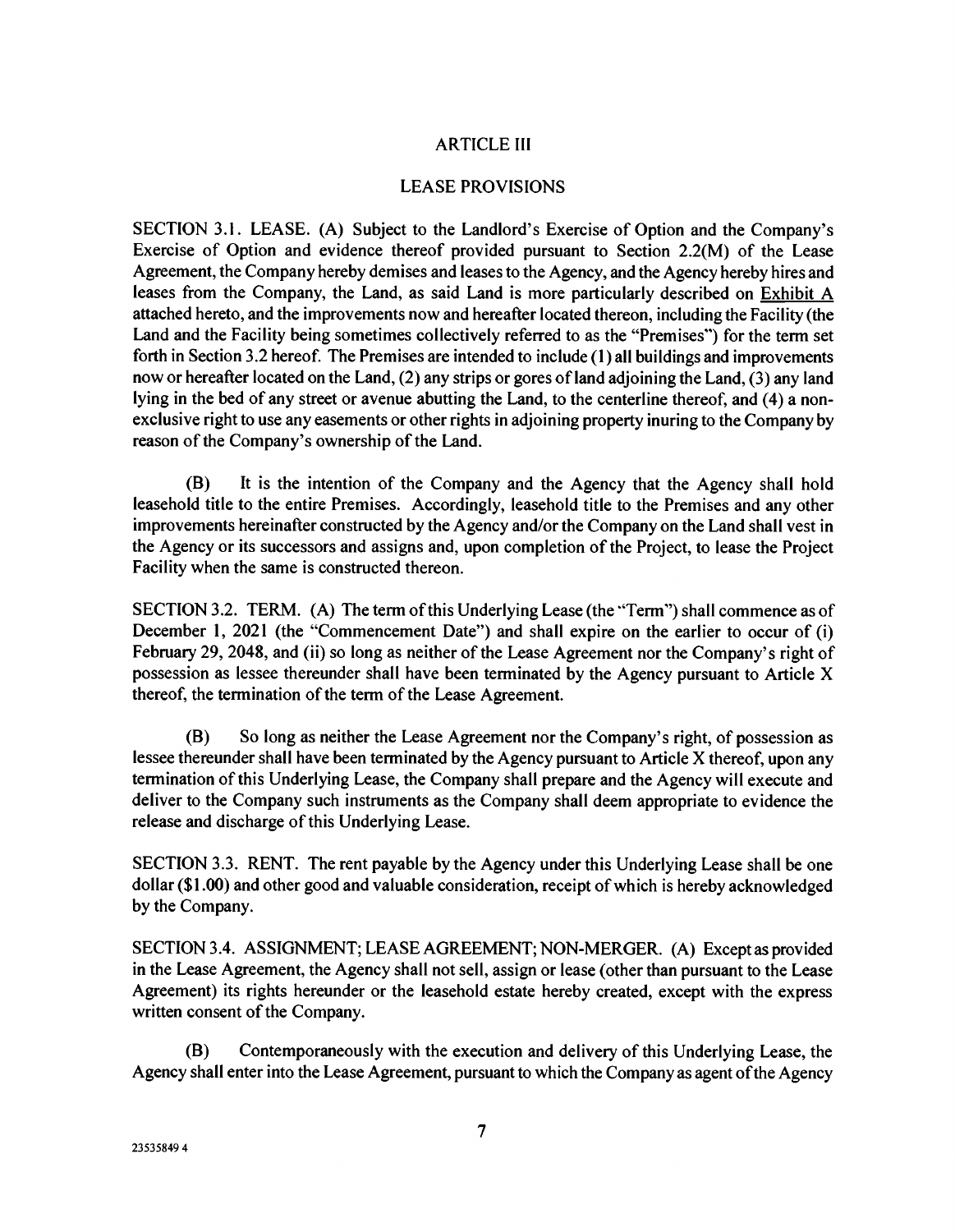## ARTICLE III

## LEASE PROVISIONS

SECTION 3.1. LEASE. (A) Subject to the Landlord's Exercise of Option and the Company's Exercise of Option and evidence thereof provided pursuant to Section 2.2(M) of the Lease Agreement, the Company hereby demises and leases to the Agency, and the Agency hereby hires and leases from the Company, the Land, as said Land is more particularly described on Exhibit A attached hereto, and the improvements now and hereafter located thereon, including the Facility (the Land and the Facility being sometimes collectively referred to as the "Premises") for the term set forth in Section 3.2 hereof. The Premises are intended to include (1) all buildings and improvements now or hereafter located on the Land, (2) any strips or gores of land adjoining the Land, (3) any land lying in the bed of any street or avenue abutting the Land, to the centerline thereof, and (4) a non-exclusive right to use any easements or other rights in adjoining property inuring to the Company by reason of the Company's ownership of the Land.

(B) It is the intention of the Company and the Agency that the Agency shall hold leasehold title to the entire Premises. Accordingly, leasehold title to the Premises and any other improvements hereinafter constructed by the Agency and/or the Company on the Land shall vest in the Agency or its successors and assigns and, upon completion of the Project, to lease the Project Facility when the same is constructed thereon.

SECTION 3.2. TERM. (A) The term of this Underlying Lease (the "Term") shall commence as of December 1, 2021 (the "Commencement Date") and shall expire on the earlier to occur of (i) February 29, 2048, and (ii) so long as neither of the Lease Agreement nor the Company's right of possession as lessee thereunder shall have been terminated by the Agency pursuant to Article X thereof, the termination of the term of the Lease Agreement.

(B) So long as neither the Lease Agreement nor the Company's right, of possession as lessee thereunder shall have been terminated by the Agency pursuant to Article X thereof, upon any termination of this Underlying Lease, the Company shall prepare and the Agency will execute and deliver to the Company such instruments as the Company shall deem appropriate to evidence the release and discharge of this Underlying Lease.

SECTION 3.3. RENT. The rent payable by the Agency under this Underlying Lease shall be one dollar ($1.00) and other good and valuable consideration, receipt of which is hereby acknowledged by the Company.

SECTION 3.4. ASSIGNMENT; LEASE AGREEMENT; NON-MERGER. (A) Except as provided in the Lease Agreement, the Agency shall not sell, assign or lease (other than pursuant to the Lease Agreement) its rights hereunder or the leasehold estate hereby created, except with the express written consent of the Company.

(B) Contemporaneously with the execution and delivery of this Underlying Lease, the Agency shall enter into the Lease Agreement, pursuant to which the Company as agent of the Agency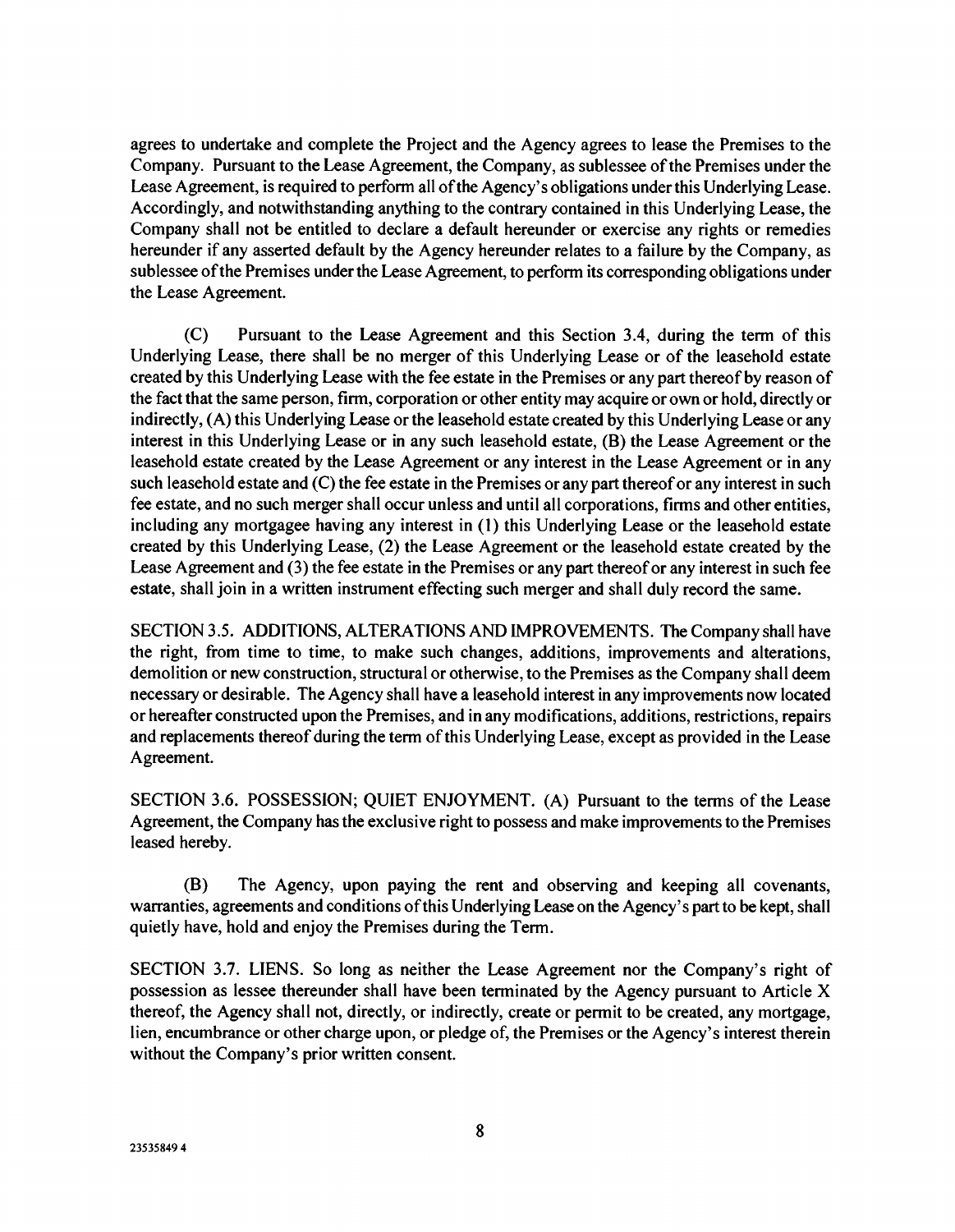agrees to undertake and complete the Project and the Agency agrees to lease the Premises to the Company. Pursuant to the Lease Agreement, the Company, as sublessee of the Premises under the Lease Agreement, is required to perform all of the Agency's obligations under this Underlying Lease. Accordingly, and notwithstanding anything to the contrary contained in this Underlying Lease, the Company shall not be entitled to declare a default hereunder or exercise any rights or remedies hereunder if any asserted default by the Agency hereunder relates to a failure by the Company, as sublessee of the Premises under the Lease Agreement, to perform its corresponding obligations under the Lease Agreement.

(C) Pursuant to the Lease Agreement and this Section 3.4, during the term of this Underlying Lease, there shall be no merger of this Underlying Lease or of the leasehold estate created by this Underlying Lease with the fee estate in the Premises or any part thereof by reason of the fact that the same person, firm, corporation or other entity may acquire or own or hold, directly or indirectly, (A) this Underlying Lease or the leasehold estate created by this Underlying Lease or any interest in this Underlying Lease or in any such leasehold estate, (B) the Lease Agreement or the leasehold estate created by the Lease Agreement or any interest in the Lease Agreement or in any such leasehold estate and (C) the fee estate in the Premises or any part thereof or any interest in such fee estate, and no such merger shall occur unless and until all corporations, firms and other entities, including any mortgagee having any interest in (1) this Underlying Lease or the leasehold estate created by this Underlying Lease, (2) the Lease Agreement or the leasehold estate created by the Lease Agreement and (3) the fee estate in the Premises or any part thereof or any interest in such fee estate, shall join in a written instrument effecting such merger and shall duly record the same.

SECTION 3.5. ADDITIONS, ALTERATIONS AND IMPROVEMENTS. The Company shall have the right, from time to time, to make such changes, additions, improvements and alterations, demolition or new construction, structural or otherwise, to the Premises as the Company shall deem necessary or desirable. The Agency shall have a leasehold interest in any improvements now located or hereafter constructed upon the Premises, and in any modifications, additions, restrictions, repairs and replacements thereof during the term of this Underlying Lease, except as provided in the Lease Agreement.

SECTION 3.6. POSSESSION; QUIET ENJOYMENT. (A) Pursuant to the terms of the Lease Agreement, the Company has the exclusive right to possess and make improvements to the Premises leased hereby.

(B) The Agency, upon paying the rent and observing and keeping all covenants, warranties, agreements and conditions of this Underlying Lease on the Agency's part to be kept, shall quietly have, hold and enjoy the Premises during the Term.

SECTION 3.7. LIENS. So long as neither the Lease Agreement nor the Company's right of possession as lessee thereunder shall have been terminated by the Agency pursuant to Article X thereof, the Agency shall not, directly, or indirectly, create or permit to be created, any mortgage, lien, encumbrance or other charge upon, or pledge of, the Premises or the Agency's interest therein without the Company's prior written consent.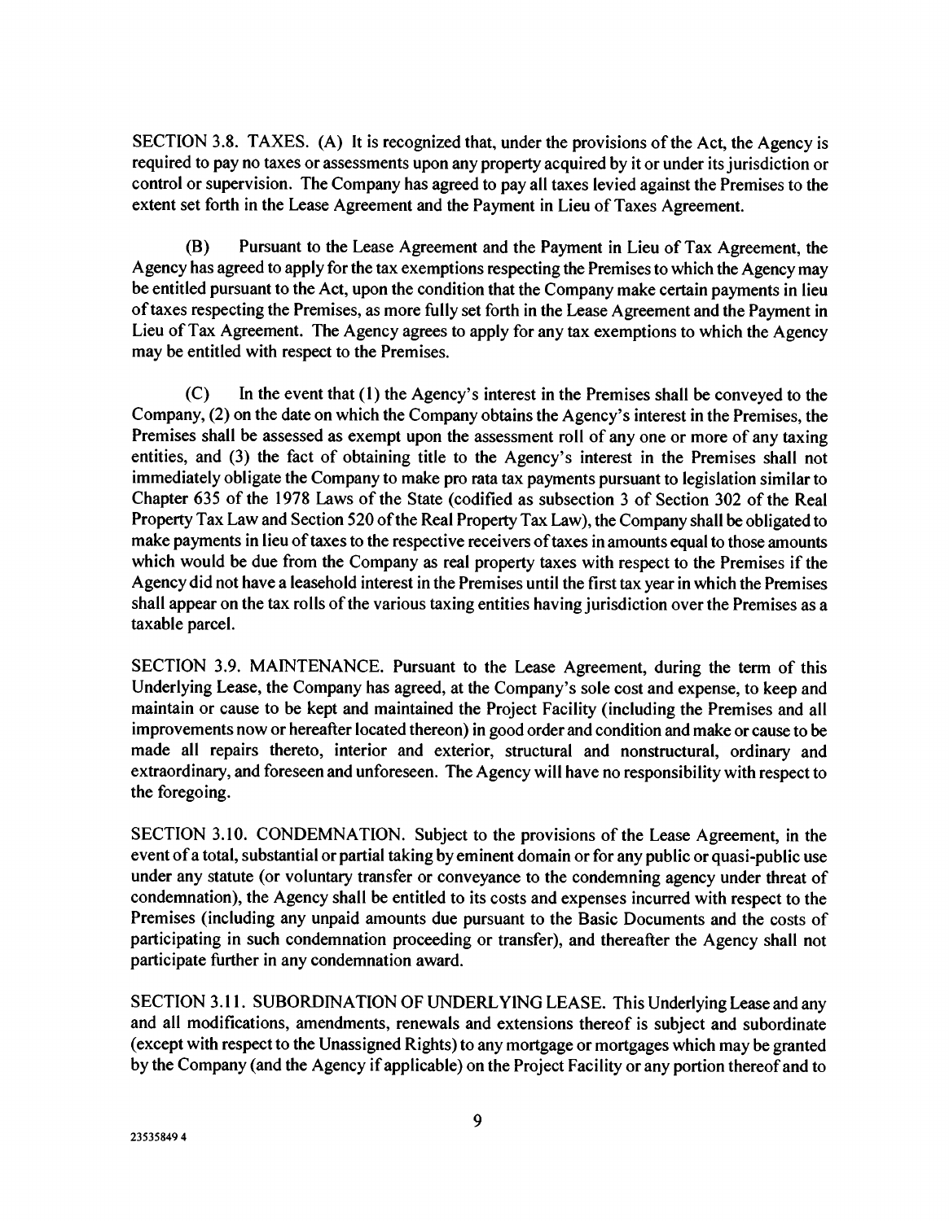SECTION 3.8. TAXES. (A) It is recognized that, under the provisions of the Act, the Agency is required to pay no taxes or assessments upon any property acquired by it or under its jurisdiction or control or supervision. The Company has agreed to pay all taxes levied against the Premises to the extent set forth in the Lease Agreement and the Payment in Lieu of Taxes Agreement.

(B) Pursuant to the Lease Agreement and the Payment in Lieu of Tax Agreement, the Agency has agreed to apply for the tax exemptions respecting the Premises to which the Agency may be entitled pursuant to the Act, upon the condition that the Company make certain payments in lieu of taxes respecting the Premises, as more fully set forth in the Lease Agreement and the Payment in Lieu of Tax Agreement. The Agency agrees to apply for any tax exemptions to which the Agency may be entitled with respect to the Premises.

(C) In the event that (1) the Agency's interest in the Premises shall be conveyed to the Company, (2) on the date on which the Company obtains the Agency's interest in the Premises, the Premises shall be assessed as exempt upon the assessment roll of any one or more of any taxing entities, and (3) the fact of obtaining title to the Agency's interest in the Premises shall not immediately obligate the Company to make pro rata tax payments pursuant to legislation similar to Chapter 635 of the 1978 Laws of the State (codified as subsection 3 of Section 302 of the Real Property Tax Law and Section 520 of the Real Property Tax Law), the Company shall be obligated to make payments in lieu of taxes to the respective receivers of taxes in amounts equal to those amounts which would be due from the Company as real property taxes with respect to the Premises if the Agency did not have a leasehold interest in the Premises until the first tax year in which the Premises shall appear on the tax rolls of the various taxing entities having jurisdiction over the Premises as a taxable parcel.

SECTION 3.9. MAINTENANCE. Pursuant to the Lease Agreement, during the term of this Underlying Lease, the Company has agreed, at the Company's sole cost and expense, to keep and maintain or cause to be kept and maintained the Project Facility (including the Premises and all improvements now or hereafter located thereon) in good order and condition and make or cause to be made all repairs thereto, interior and exterior, structural and nonstructural, ordinary and extraordinary, and foreseen and unforeseen. The Agency will have no responsibility with respect to the foregoing.

SECTION 3.10. CONDEMNATION. Subject to the provisions of the Lease Agreement, in the event of a total, substantial or partial taking by eminent domain or for any public or quasi-public use under any statute (or voluntary transfer or conveyance to the condemning agency under threat of condemnation), the Agency shall be entitled to its costs and expenses incurred with respect to the Premises (including any unpaid amounts due pursuant to the Basic Documents and the costs of participating in such condemnation proceeding or transfer), and thereafter the Agency shall not participate further in any condemnation award.

SECTION 3.11. SUBORDINATION OF UNDERLYING LEASE. This Underlying Lease and any and all modifications, amendments, renewals and extensions thereof is subject and subordinate (except with respect to the Unassigned Rights) to any mortgage or mortgages which may be granted by the Company (and the Agency if applicable) on the Project Facility or any portion thereof and to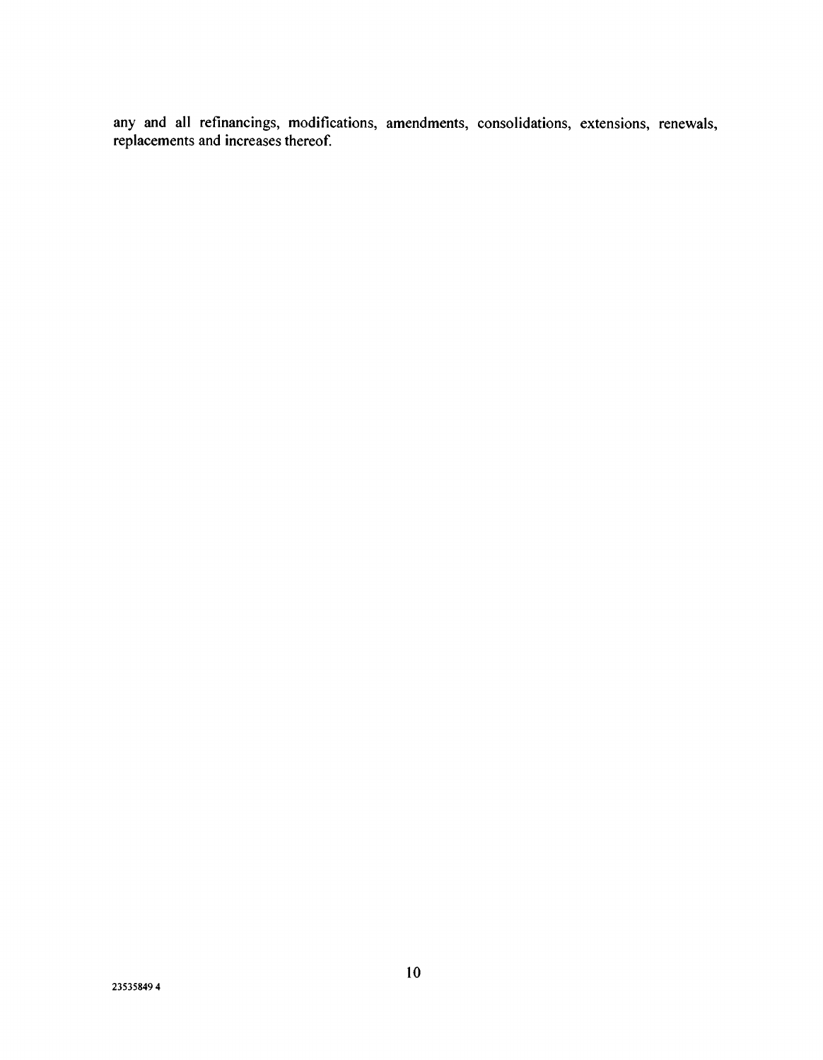any and all refinancings, modifications, amendments, consolidations, extensions, renewals, replacements and increases thereof.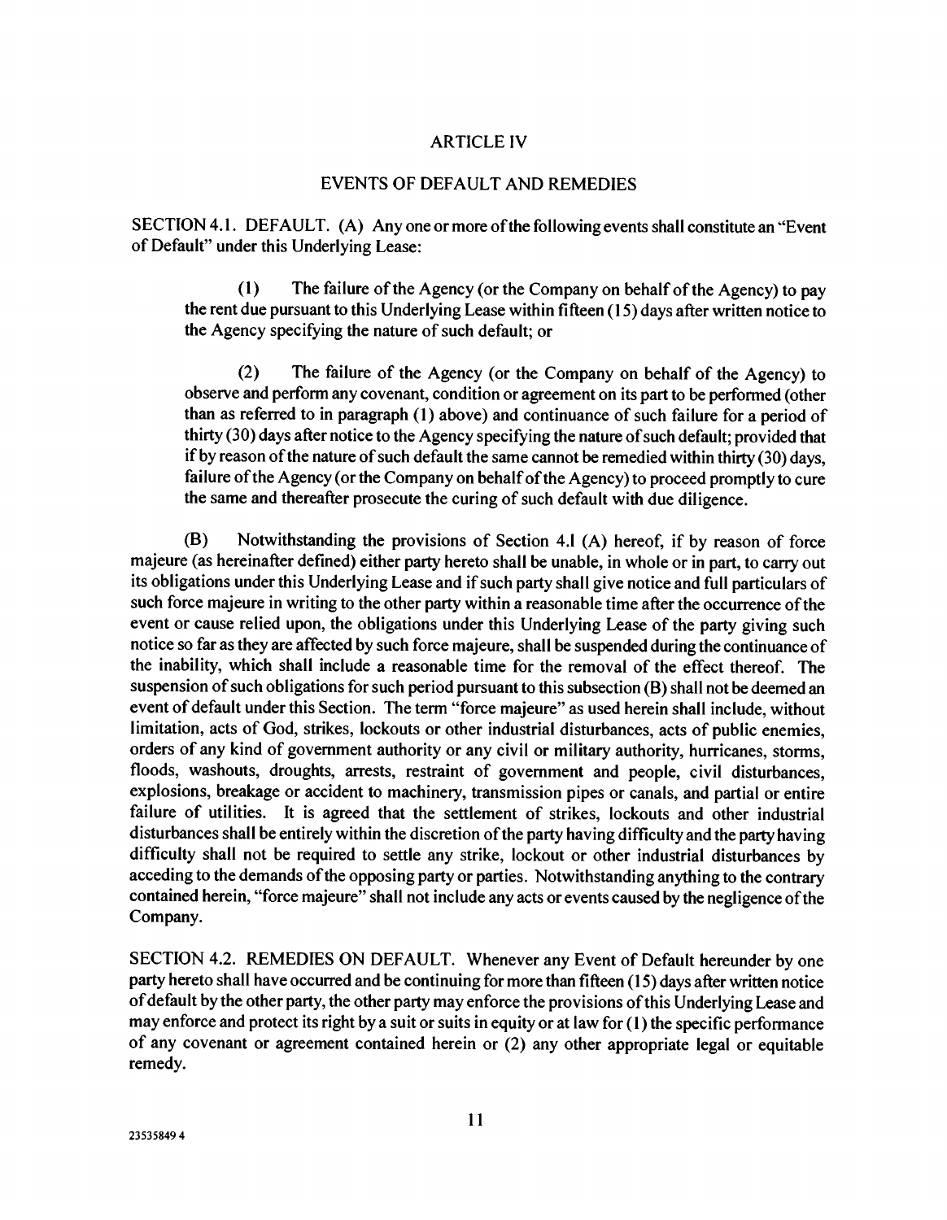## ARTICLE IV

## EVENTS OF DEFAULT AND REMEDIES

SECTION 4.1. DEFAULT. (A) Any one or more of the following events shall constitute an "Event of Default" under this Underlying Lease:

(1) The failure of the Agency (or the Company on behalf of the Agency) to pay the rent due pursuant to this Underlying Lease within fifteen (15) days after written notice to the Agency specifying the nature of such default; or

(2) The failure of the Agency (or the Company on behalf of the Agency) to observe and perform any covenant, condition or agreement on its part to be performed (other than as referred to in paragraph (1) above) and continuance of such failure for a period of thirty (30) days after notice to the Agency specifying the nature of such default; provided that if by reason of the nature of such default the same cannot be remedied within thirty (30) days, failure of the Agency (or the Company on behalf of the Agency) to proceed promptly to cure the same and thereafter prosecute the curing of such default with due diligence.

(B) Notwithstanding the provisions of Section 4.1 (A) hereof, if by reason of force majeure (as hereinafter defined) either party hereto shall be unable, in whole or in part, to carry out its obligations under this Underlying Lease and if such party shall give notice and full particulars of such force majeure in writing to the other party within a reasonable time after the occurrence of the event or cause relied upon, the obligations under this Underlying Lease of the party giving such notice so far as they are affected by such force majeure, shall be suspended during the continuance of the inability, which shall include a reasonable time for the removal of the effect thereof. The suspension of such obligations for such period pursuant to this subsection (B) shall not be deemed an event of default under this Section. The term "force majeure" as used herein shall include, without limitation, acts of God, strikes, lockouts or other industrial disturbances, acts of public enemies, orders of any kind of government authority or any civil or military authority, hurricanes, storms, floods, washouts, droughts, arrests, restraint of government and people, civil disturbances, explosions, breakage or accident to machinery, transmission pipes or canals, and partial or entire failure of utilities. It is agreed that the settlement of strikes, lockouts and other industrial disturbances shall be entirely within the discretion of the party having difficulty and the party having difficulty shall not be required to settle any strike, lockout or other industrial disturbances by acceding to the demands of the opposing party or parties. Notwithstanding anything to the contrary contained herein, "force majeure" shall not include any acts or events caused by the negligence of the Company.

SECTION 4.2. REMEDIES ON DEFAULT. Whenever any Event of Default hereunder by one party hereto shall have occurred and be continuing for more than fifteen (15) days after written notice of default by the other party, the other party may enforce the provisions of this Underlying Lease and may enforce and protect its right by a suit or suits in equity or at law for (1) the specific performance of any covenant or agreement contained herein or (2) any other appropriate legal or equitable remedy.

23535849 4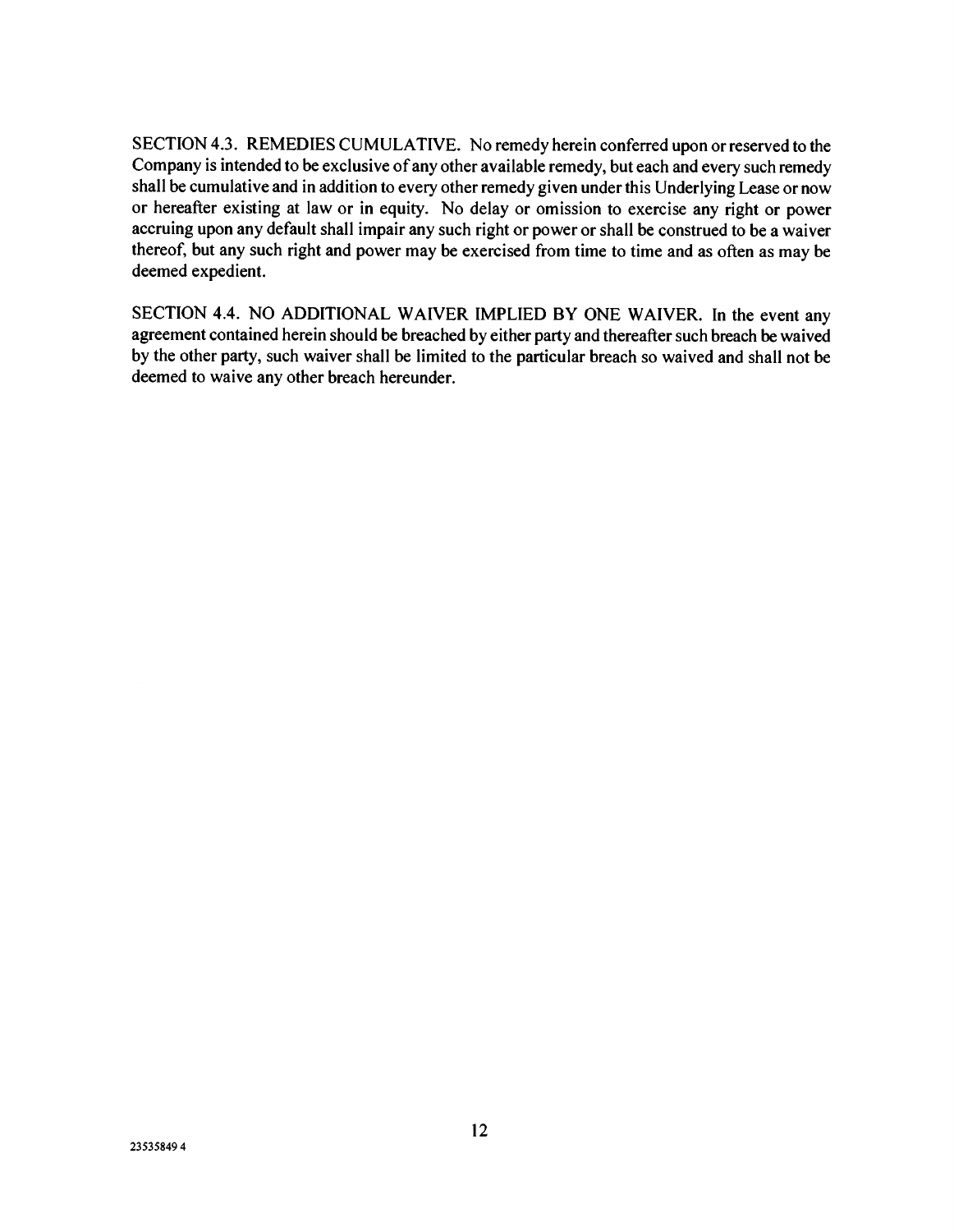SECTION 4.3. REMEDIES CUMULATIVE. No remedy herein conferred upon or reserved to the Company is intended to be exclusive of any other available remedy, but each and every such remedy shall be cumulative and in addition to every other remedy given under this Underlying Lease or now or hereafter existing at law or in equity. No delay or omission to exercise any right or power accruing upon any default shall impair any such right or power or shall be construed to be a waiver thereof, but any such right and power may be exercised from time to time and as often as may be deemed expedient.

SECTION 4.4. NO ADDITIONAL WAIVER IMPLIED BY ONE WAIVER. In the event any agreement contained herein should be breached by either party and thereafter such breach be waived by the other party, such waiver shall be limited to the particular breach so waived and shall not be deemed to waive any other breach hereunder.

23535849 4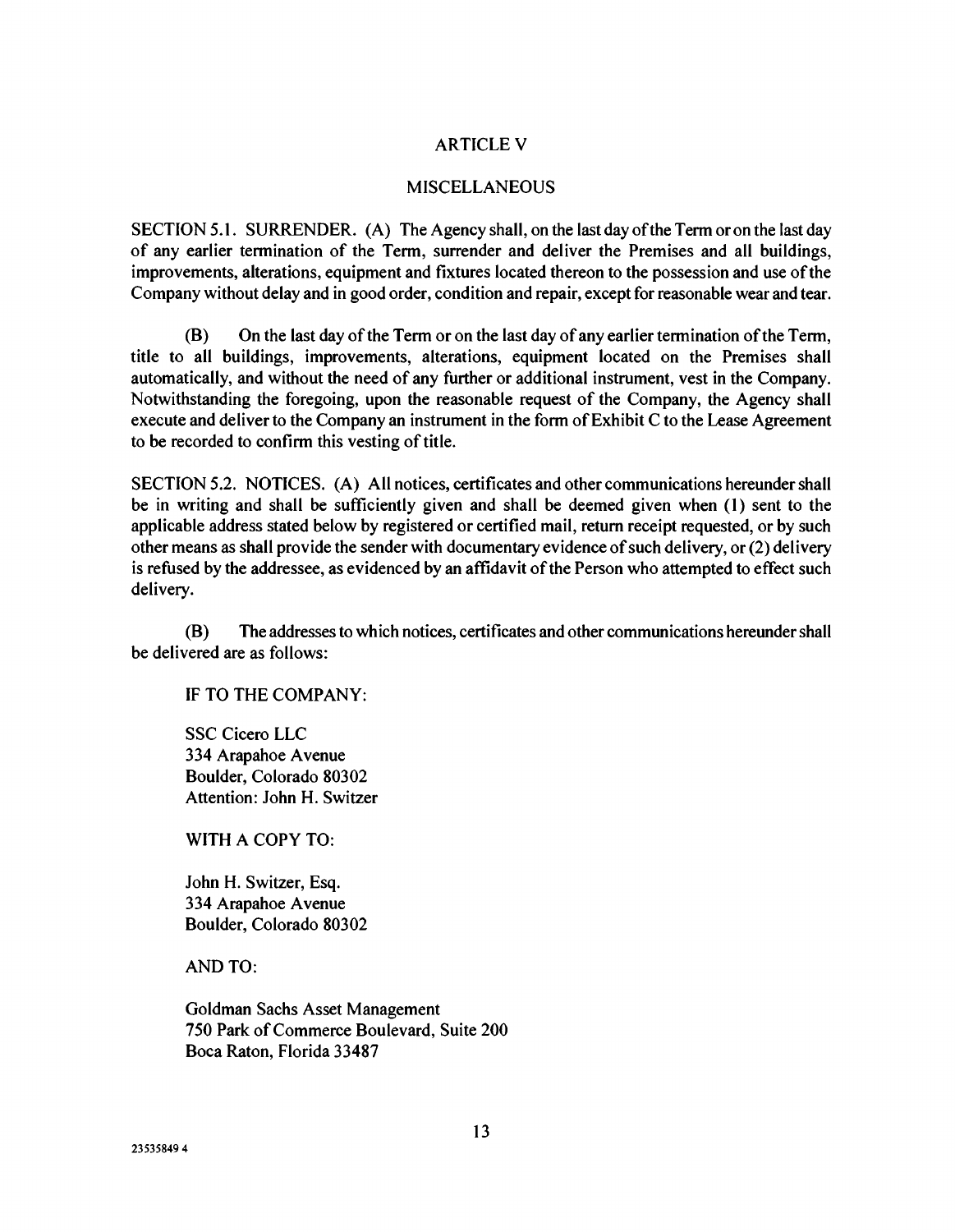## ARTICLE V

## MISCELLANEOUS

SECTION 5.1. SURRENDER. (A) The Agency shall, on the last day of the Term or on the last day of any earlier termination of the Term, surrender and deliver the Premises and all buildings, improvements, alterations, equipment and fixtures located thereon to the possession and use of the Company without delay and in good order, condition and repair, except for reasonable wear and tear.

(B) On the last day of the Term or on the last day of any earlier termination of the Term, title to all buildings, improvements, alterations, equipment located on the Premises shall automatically, and without the need of any further or additional instrument, vest in the Company. Notwithstanding the foregoing, upon the reasonable request of the Company, the Agency shall execute and deliver to the Company an instrument in the form of Exhibit C to the Lease Agreement to be recorded to confirm this vesting of title.

SECTION 5.2. NOTICES. (A) All notices, certificates and other communications hereunder shall be in writing and shall be sufficiently given and shall be deemed given when (1) sent to the applicable address stated below by registered or certified mail, return receipt requested, or by such other means as shall provide the sender with documentary evidence of such delivery, or (2) delivery is refused by the addressee, as evidenced by an affidavit of the Person who attempted to effect such delivery.

(B) The addresses to which notices, certificates and other communications hereunder shall be delivered are as follows:

IF TO THE COMPANY:

SSC Cicero LLC
334 Arapahoe Avenue
Boulder, Colorado 80302
Attention: John H. Switzer

WITH A COPY TO:

John H. Switzer, Esq.
334 Arapahoe Avenue
Boulder, Colorado 80302

AND TO:

Goldman Sachs Asset Management
750 Park of Commerce Boulevard, Suite 200
Boca Raton, Florida 33487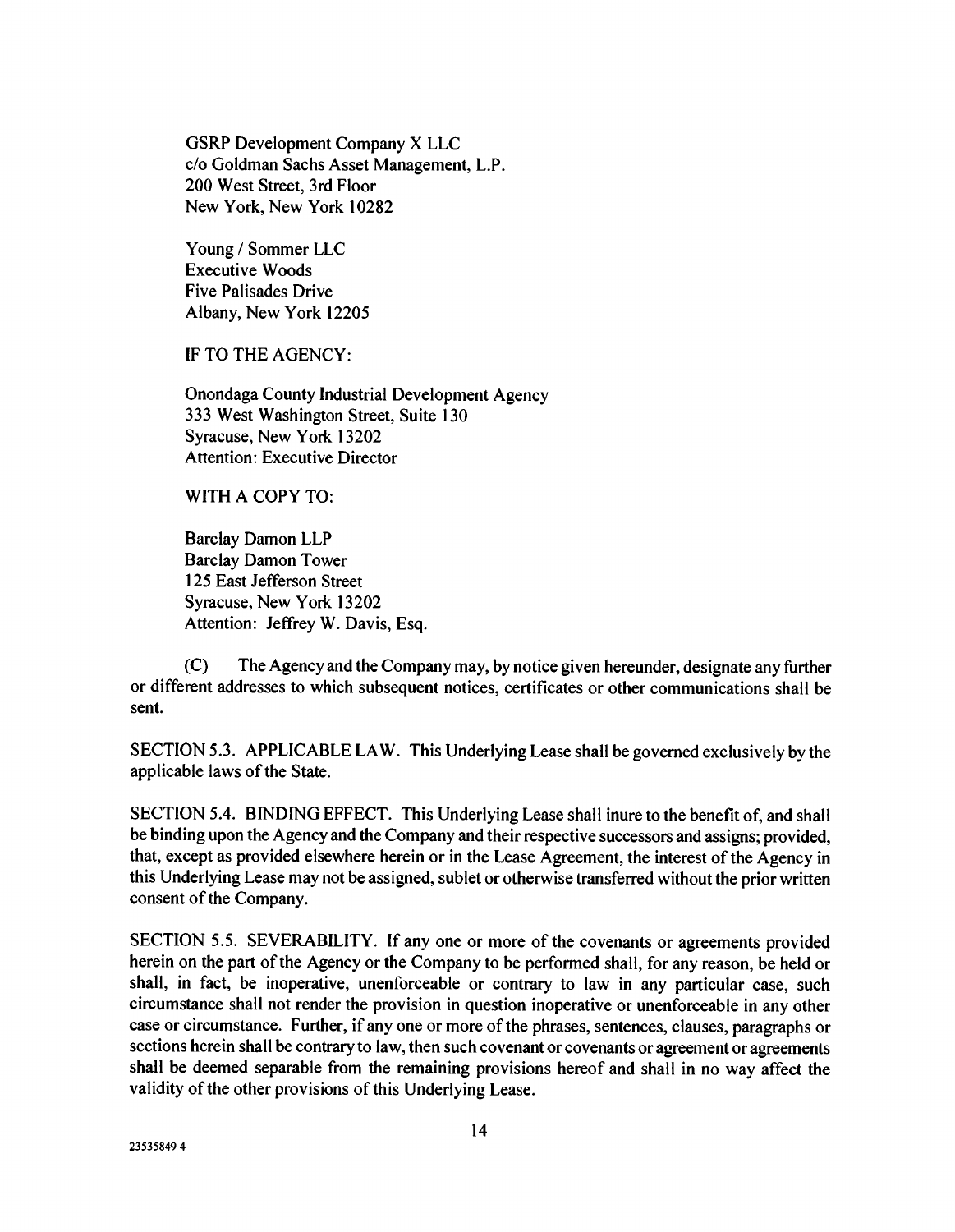GSRP Development Company X LLC
c/o Goldman Sachs Asset Management, L.P.
200 West Street, 3rd Floor
New York, New York 10282

Young / Sommer LLC
Executive Woods
Five Palisades Drive
Albany, New York 12205

IF TO THE AGENCY:

Onondaga County Industrial Development Agency
333 West Washington Street, Suite 130
Syracuse, New York 13202
Attention: Executive Director

WITH A COPY TO:

Barclay Damon LLP
Barclay Damon Tower
125 East Jefferson Street
Syracuse, New York 13202
Attention: Jeffrey W. Davis, Esq.

(C) The Agency and the Company may, by notice given hereunder, designate any further or different addresses to which subsequent notices, certificates or other communications shall be sent.

SECTION 5.3. APPLICABLE LAW. This Underlying Lease shall be governed exclusively by the applicable laws of the State.

SECTION 5.4. BINDING EFFECT. This Underlying Lease shall inure to the benefit of, and shall be binding upon the Agency and the Company and their respective successors and assigns; provided, that, except as provided elsewhere herein or in the Lease Agreement, the interest of the Agency in this Underlying Lease may not be assigned, sublet or otherwise transferred without the prior written consent of the Company.

SECTION 5.5. SEVERABILITY. If any one or more of the covenants or agreements provided herein on the part of the Agency or the Company to be performed shall, for any reason, be held or shall, in fact, be inoperative, unenforceable or contrary to law in any particular case, such circumstance shall not render the provision in question inoperative or unenforceable in any other case or circumstance. Further, if any one or more of the phrases, sentences, clauses, paragraphs or sections herein shall be contrary to law, then such covenant or covenants or agreement or agreements shall be deemed separable from the remaining provisions hereof and shall in no way affect the validity of the other provisions of this Underlying Lease.

23535849 4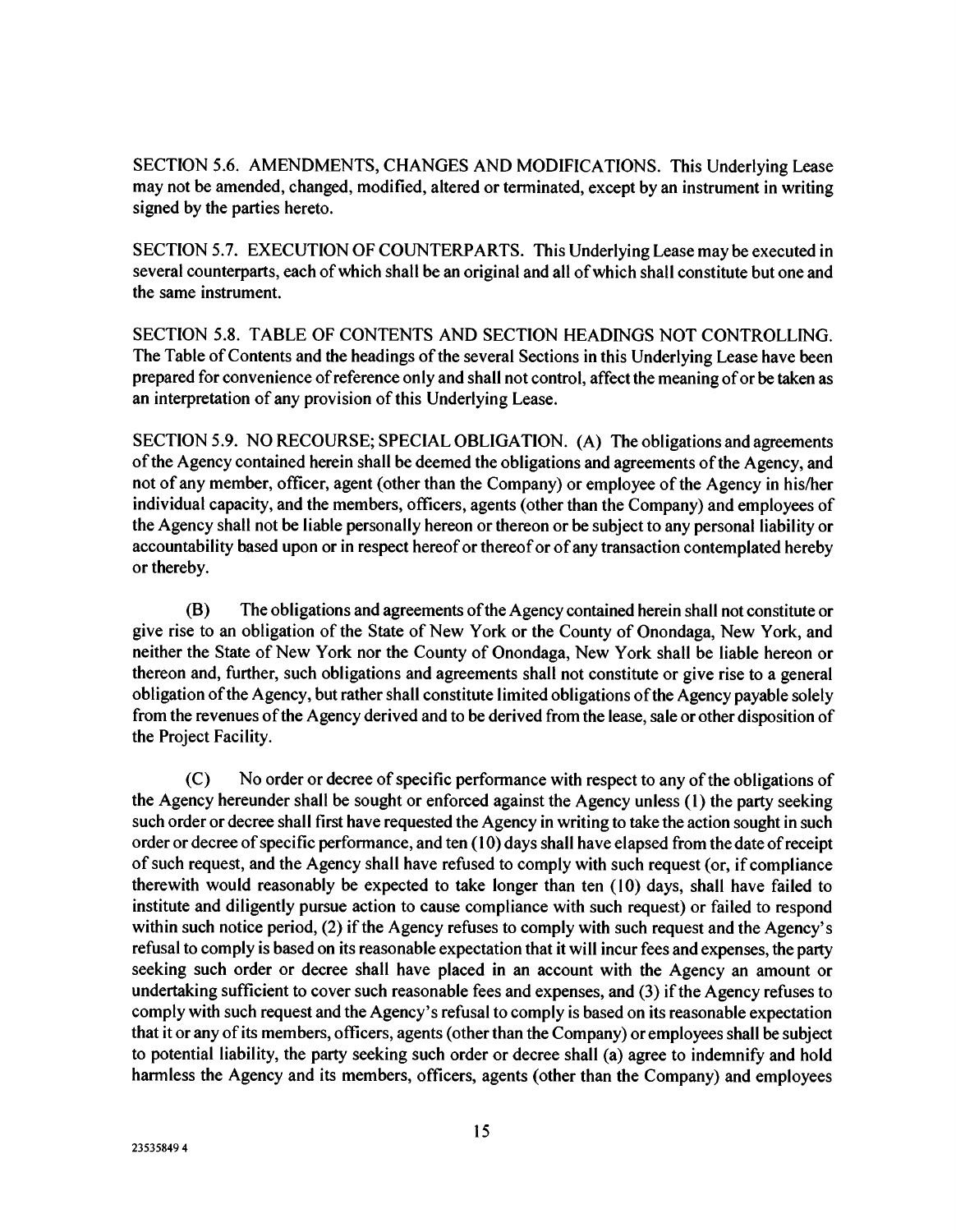SECTION 5.6. AMENDMENTS, CHANGES AND MODIFICATIONS. This Underlying Lease may not be amended, changed, modified, altered or terminated, except by an instrument in writing signed by the parties hereto.

SECTION 5.7. EXECUTION OF COUNTERPARTS. This Underlying Lease may be executed in several counterparts, each of which shall be an original and all of which shall constitute but one and the same instrument.

SECTION 5.8. TABLE OF CONTENTS AND SECTION HEADINGS NOT CONTROLLING. The Table of Contents and the headings of the several Sections in this Underlying Lease have been prepared for convenience of reference only and shall not control, affect the meaning of or be taken as an interpretation of any provision of this Underlying Lease.

SECTION 5.9. NO RECOURSE; SPECIAL OBLIGATION. (A) The obligations and agreements of the Agency contained herein shall be deemed the obligations and agreements of the Agency, and not of any member, officer, agent (other than the Company) or employee of the Agency in his/her individual capacity, and the members, officers, agents (other than the Company) and employees of the Agency shall not be liable personally hereon or thereon or be subject to any personal liability or accountability based upon or in respect hereof or thereof or of any transaction contemplated hereby or thereby.

(B) The obligations and agreements of the Agency contained herein shall not constitute or give rise to an obligation of the State of New York or the County of Onondaga, New York, and neither the State of New York nor the County of Onondaga, New York shall be liable hereon or thereon and, further, such obligations and agreements shall not constitute or give rise to a general obligation of the Agency, but rather shall constitute limited obligations of the Agency payable solely from the revenues of the Agency derived and to be derived from the lease, sale or other disposition of the Project Facility.

(C) No order or decree of specific performance with respect to any of the obligations of the Agency hereunder shall be sought or enforced against the Agency unless (1) the party seeking such order or decree shall first have requested the Agency in writing to take the action sought in such order or decree of specific performance, and ten (10) days shall have elapsed from the date of receipt of such request, and the Agency shall have refused to comply with such request (or, if compliance therewith would reasonably be expected to take longer than ten (10) days, shall have failed to institute and diligently pursue action to cause compliance with such request) or failed to respond within such notice period, (2) if the Agency refuses to comply with such request and the Agency's refusal to comply is based on its reasonable expectation that it will incur fees and expenses, the party seeking such order or decree shall have placed in an account with the Agency an amount or undertaking sufficient to cover such reasonable fees and expenses, and (3) if the Agency refuses to comply with such request and the Agency's refusal to comply is based on its reasonable expectation that it or any of its members, officers, agents (other than the Company) or employees shall be subject to potential liability, the party seeking such order or decree shall (a) agree to indemnify and hold harmless the Agency and its members, officers, agents (other than the Company) and employees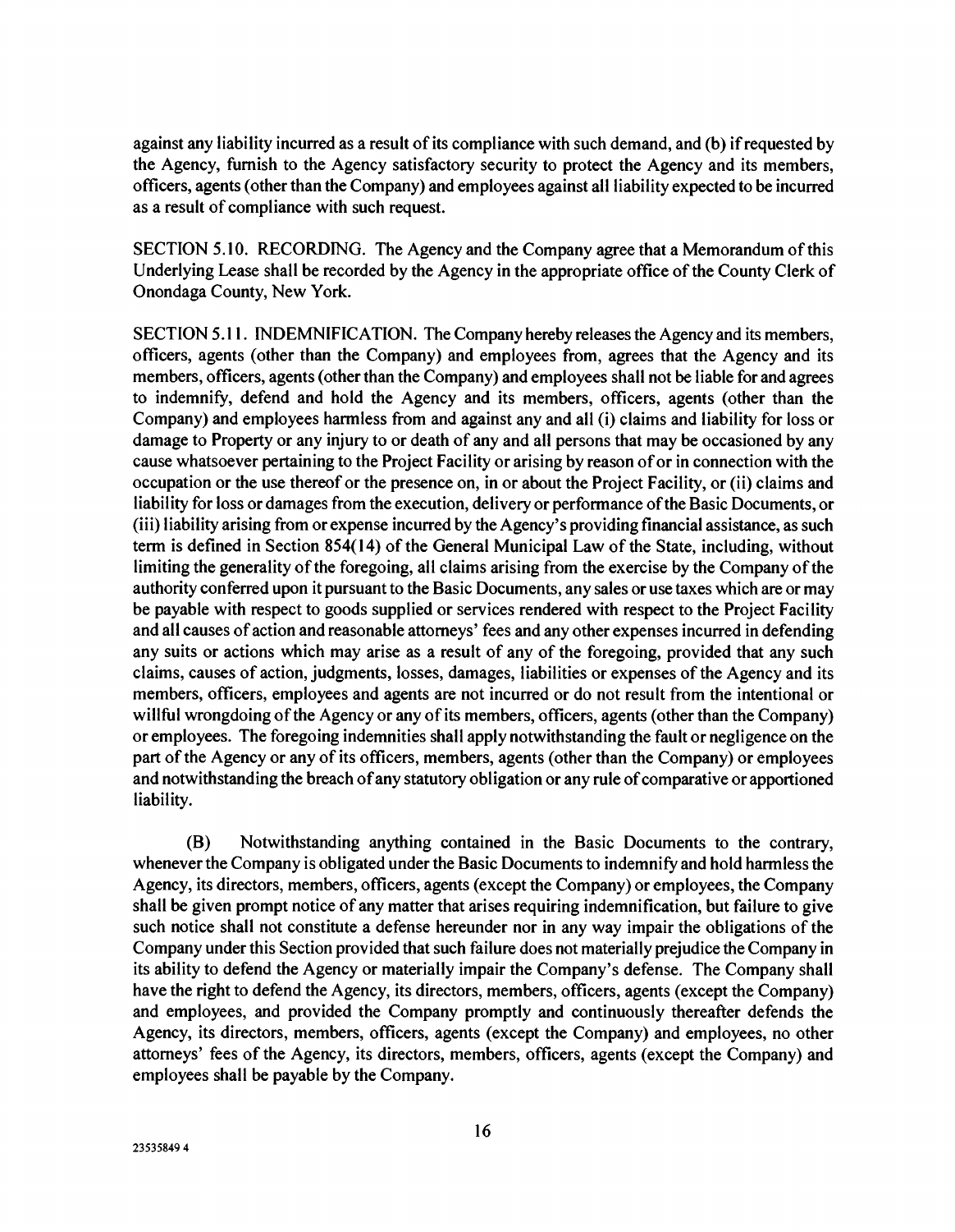against any liability incurred as a result of its compliance with such demand, and (b) if requested by the Agency, furnish to the Agency satisfactory security to protect the Agency and its members, officers, agents (other than the Company) and employees against all liability expected to be incurred as a result of compliance with such request.

SECTION 5.10. RECORDING. The Agency and the Company agree that a Memorandum of this Underlying Lease shall be recorded by the Agency in the appropriate office of the County Clerk of Onondaga County, New York.

SECTION 5.11. INDEMNIFICATION. The Company hereby releases the Agency and its members, officers, agents (other than the Company) and employees from, agrees that the Agency and its members, officers, agents (other than the Company) and employees shall not be liable for and agrees to indemnify, defend and hold the Agency and its members, officers, agents (other than the Company) and employees harmless from and against any and all (i) claims and liability for loss or damage to Property or any injury to or death of any and all persons that may be occasioned by any cause whatsoever pertaining to the Project Facility or arising by reason of or in connection with the occupation or the use thereof or the presence on, in or about the Project Facility, or (ii) claims and liability for loss or damages from the execution, delivery or performance of the Basic Documents, or (iii) liability arising from or expense incurred by the Agency's providing financial assistance, as such term is defined in Section 854(14) of the General Municipal Law of the State, including, without limiting the generality of the foregoing, all claims arising from the exercise by the Company of the authority conferred upon it pursuant to the Basic Documents, any sales or use taxes which are or may be payable with respect to goods supplied or services rendered with respect to the Project Facility and all causes of action and reasonable attorneys' fees and any other expenses incurred in defending any suits or actions which may arise as a result of any of the foregoing, provided that any such claims, causes of action, judgments, losses, damages, liabilities or expenses of the Agency and its members, officers, employees and agents are not incurred or do not result from the intentional or willful wrongdoing of the Agency or any of its members, officers, agents (other than the Company) or employees. The foregoing indemnities shall apply notwithstanding the fault or negligence on the part of the Agency or any of its officers, members, agents (other than the Company) or employees and notwithstanding the breach of any statutory obligation or any rule of comparative or apportioned liability.

(B) Notwithstanding anything contained in the Basic Documents to the contrary, whenever the Company is obligated under the Basic Documents to indemnify and hold harmless the Agency, its directors, members, officers, agents (except the Company) or employees, the Company shall be given prompt notice of any matter that arises requiring indemnification, but failure to give such notice shall not constitute a defense hereunder nor in any way impair the obligations of the Company under this Section provided that such failure does not materially prejudice the Company in its ability to defend the Agency or materially impair the Company's defense. The Company shall have the right to defend the Agency, its directors, members, officers, agents (except the Company) and employees, and provided the Company promptly and continuously thereafter defends the Agency, its directors, members, officers, agents (except the Company) and employees, no other attorneys' fees of the Agency, its directors, members, officers, agents (except the Company) and employees shall be payable by the Company.

23535849 4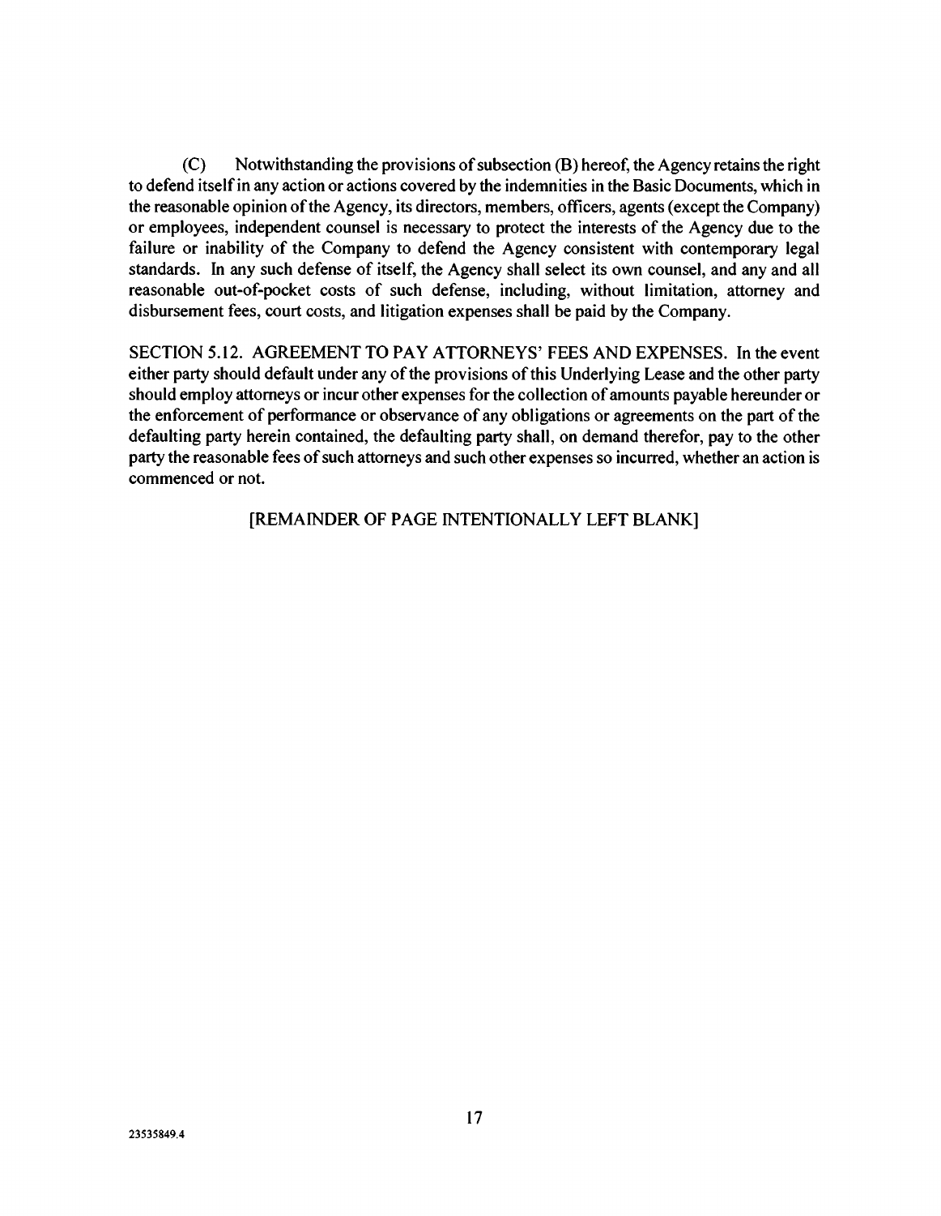(C) Notwithstanding the provisions of subsection (B) hereof, the Agency retains the right to defend itself in any action or actions covered by the indemnities in the Basic Documents, which in the reasonable opinion of the Agency, its directors, members, officers, agents (except the Company) or employees, independent counsel is necessary to protect the interests of the Agency due to the failure or inability of the Company to defend the Agency consistent with contemporary legal standards. In any such defense of itself, the Agency shall select its own counsel, and any and all reasonable out-of-pocket costs of such defense, including, without limitation, attorney and disbursement fees, court costs, and litigation expenses shall be paid by the Company.

SECTION 5.12. AGREEMENT TO PAY ATTORNEYS' FEES AND EXPENSES. In the event either party should default under any of the provisions of this Underlying Lease and the other party should employ attorneys or incur other expenses for the collection of amounts payable hereunder or the enforcement of performance or observance of any obligations or agreements on the part of the defaulting party herein contained, the defaulting party shall, on demand therefor, pay to the other party the reasonable fees of such attorneys and such other expenses so incurred, whether an action is commenced or not.

[REMAINDER OF PAGE INTENTIONALLY LEFT BLANK]

23535849.4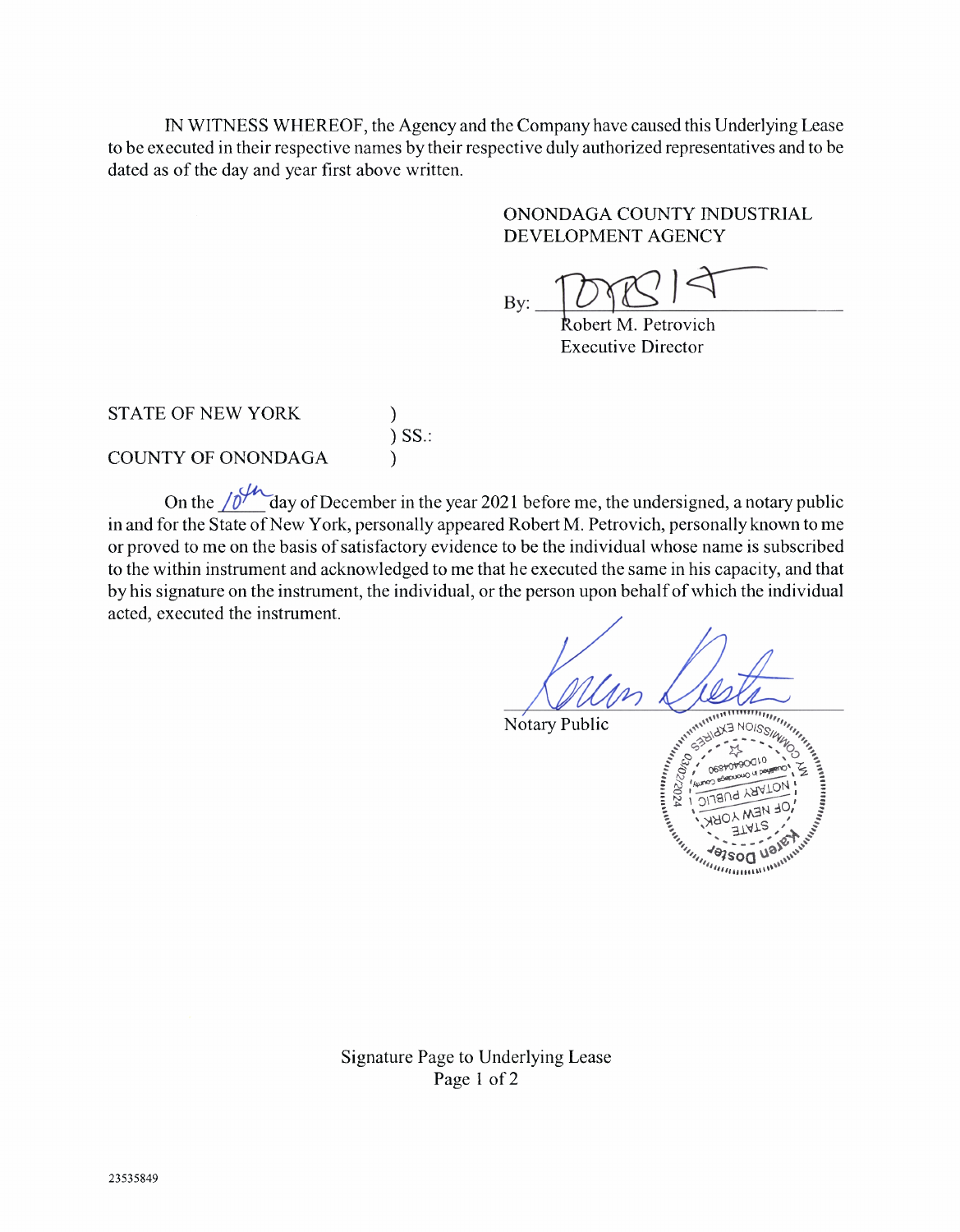IN WITNESS WHEREOF, the Agency and the Company have caused this Underlying Lease to be executed in their respective names by their respective duly authorized representatives and to be dated as of the day and year first above written.

ONONDAGA COUNTY INDUSTRIAL DEVELOPMENT AGENCY

By: ______________________________
Robert M. Petrovich
Executive Director

STATE OF NEW YORK )
) SS.:
COUNTY OF ONONDAGA )

On the 10th day of December in the year 2021 before me, the undersigned, a notary public in and for the State of New York, personally appeared Robert M. Petrovich, personally known to me or proved to me on the basis of satisfactory evidence to be the individual whose name is subscribed to the within instrument and acknowledged to me that he executed the same in his capacity, and that by his signature on the instrument, the individual, or the person upon behalf of which the individual acted, executed the instrument.

______________________________
Notary Public

Karen Doster
NOTARY PUBLIC
STATE OF NEW YORK
Qualified in Onondaga County
01DO6404690
MY COMMISSION EXPIRES 03/02/2024

Signature Page to Underlying Lease
Page 1 of 2

23535849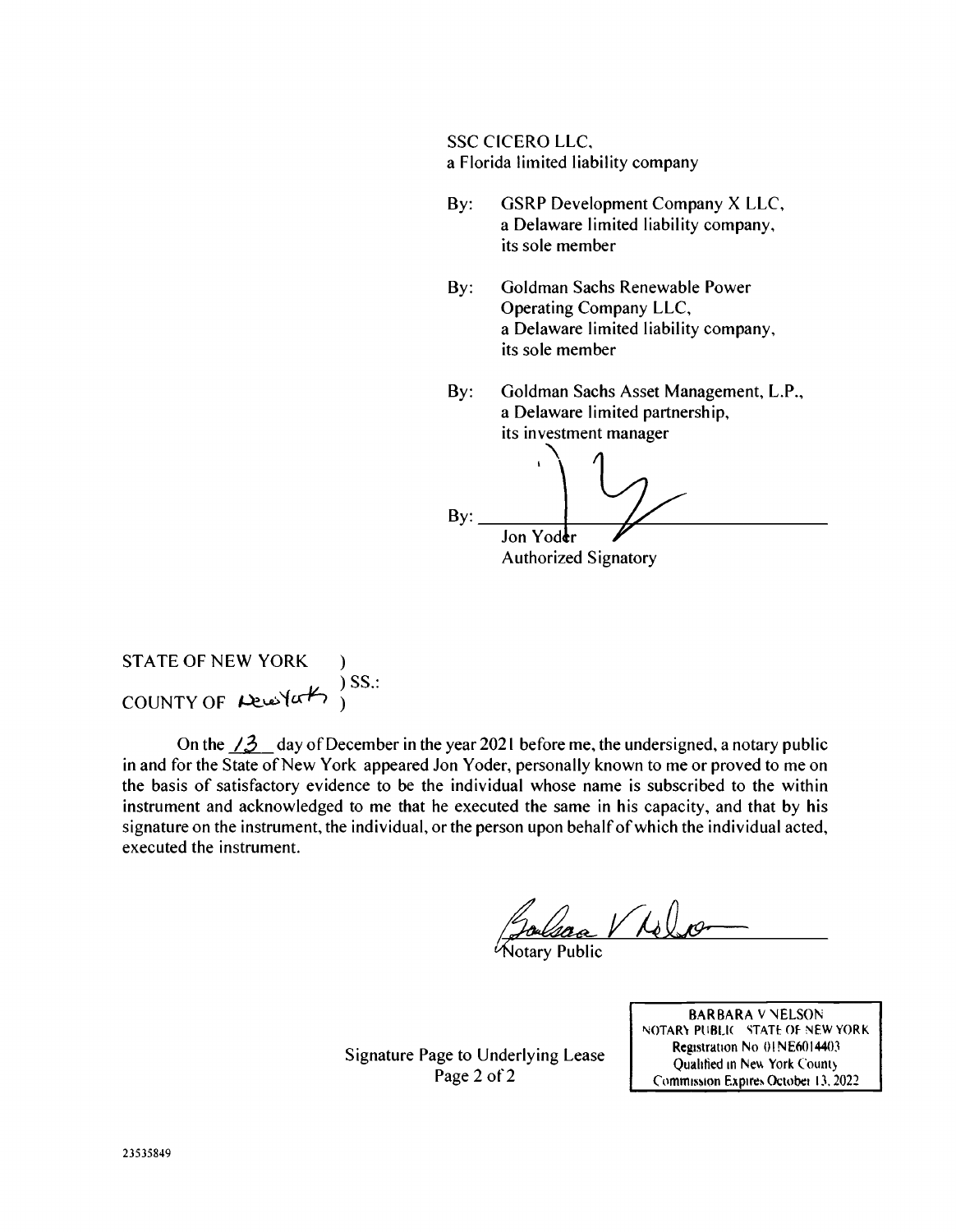SSC CICERO LLC,
a Florida limited liability company

By: GSRP Development Company X LLC,
a Delaware limited liability company,
its sole member

By: Goldman Sachs Renewable Power Operating Company LLC,
a Delaware limited liability company,
its sole member

By: Goldman Sachs Asset Management, L.P.,
a Delaware limited partnership,
its investment manager

By: ______________________________
Jon Yoder
Authorized Signatory

STATE OF NEW YORK )
) SS.:
COUNTY OF New York )

On the 13 day of December in the year 2021 before me, the undersigned, a notary public in and for the State of New York appeared Jon Yoder, personally known to me or proved to me on the basis of satisfactory evidence to be the individual whose name is subscribed to the within instrument and acknowledged to me that he executed the same in his capacity, and that by his signature on the instrument, the individual, or the person upon behalf of which the individual acted, executed the instrument.

______________________________
Notary Public

Signature Page to Underlying Lease
Page 2 of 2

BARBARA V NELSON
NOTARY PUBLIC STATE OF NEW YORK
Registration No 01NE6014403
Qualified in New York County
Commission Expires October 13, 2022

23535849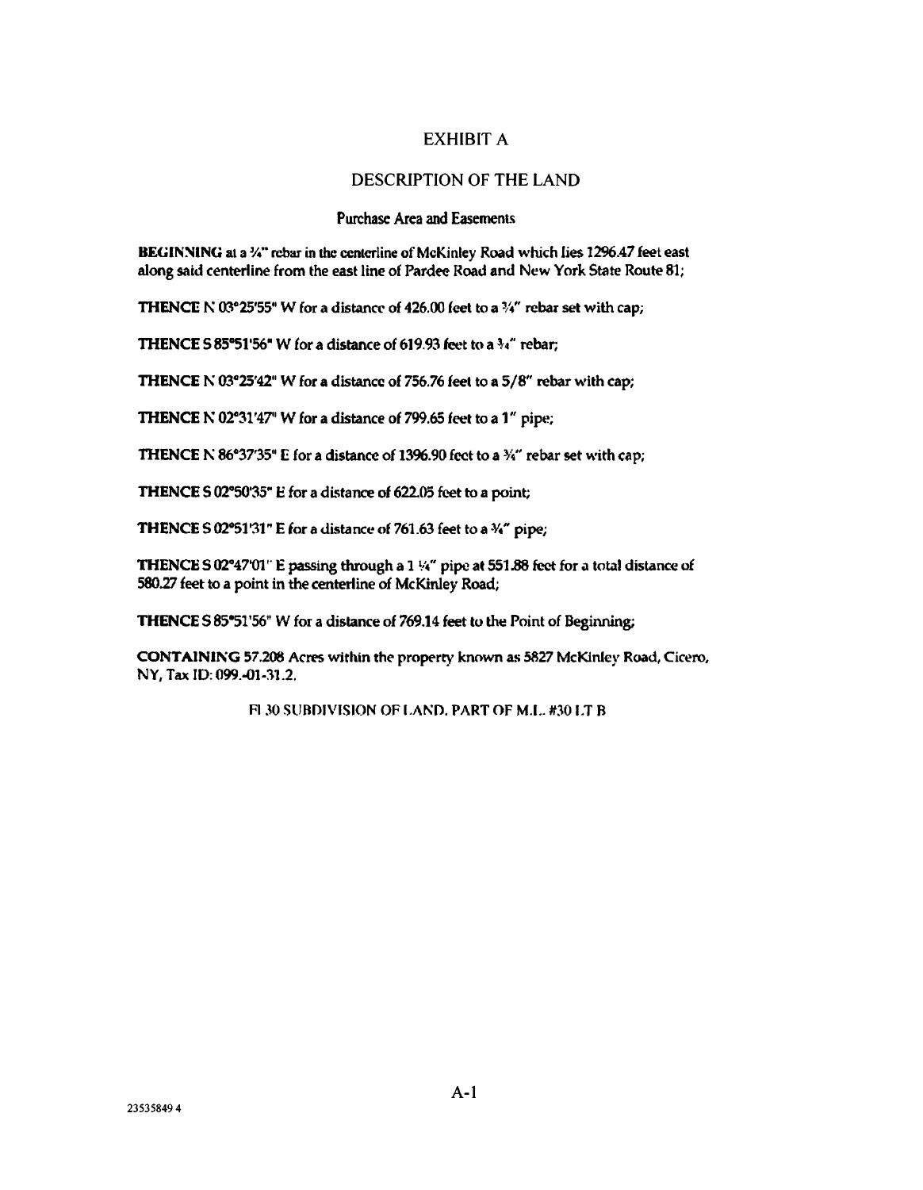# EXHIBIT A

## DESCRIPTION OF THE LAND

### Purchase Area and Easements

**BEGINNING** at a ¾" rebar in the centerline of McKinley Road which lies 1296.47 feet east along said centerline from the east line of Pardee Road and New York State Route 81;

**THENCE** N 03°25'55" W for a distance of 426.00 feet to a ¾" rebar set with cap;

**THENCE** S 85°51'56" W for a distance of 619.93 feet to a ¾" rebar;

**THENCE** N 03°25'42" W for a distance of 756.76 feet to a 5/8" rebar with cap;

**THENCE** N 02°31'47" W for a distance of 799.65 feet to a 1" pipe;

**THENCE** N 86°37'35" E for a distance of 1396.90 feet to a ¾" rebar set with cap;

**THENCE** S 02°50'35" E for a distance of 622.05 feet to a point;

**THENCE** S 02°51'31" E for a distance of 761.63 feet to a ¾" pipe;

**THENCE** S 02°47'01" E passing through a 1 ¼" pipe at 551.88 feet for a total distance of 580.27 feet to a point in the centerline of McKinley Road;

**THENCE** S 85°51'56" W for a distance of 769.14 feet to the Point of Beginning;

**CONTAINING** 57.208 Acres within the property known as 5827 McKinley Road, Cicero, NY, Tax ID: 099.-01-31.2.

FI 30 SUBDIVISION OF LAND, PART OF M.L. #30 LT B

23535849 4